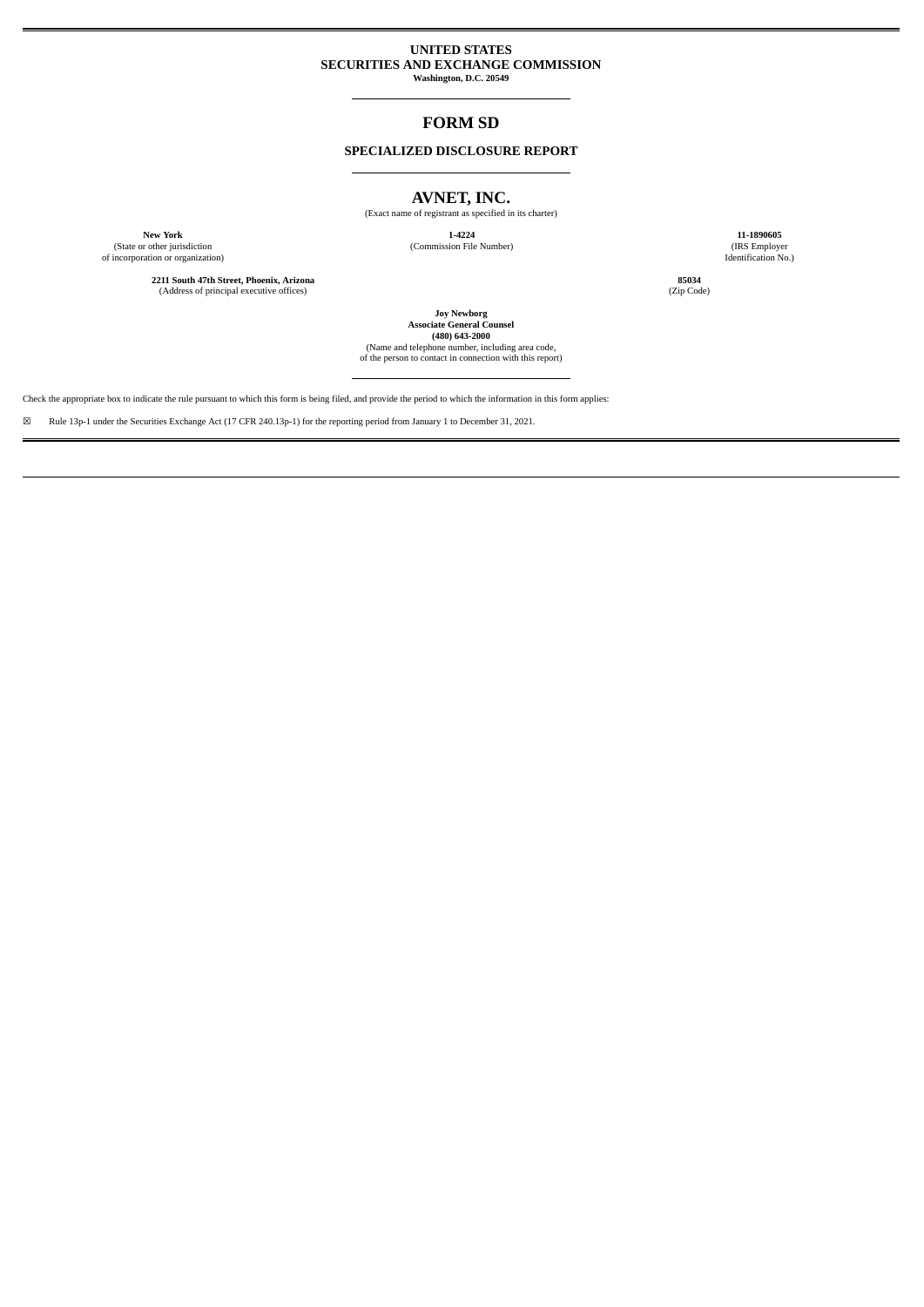**UNITED STATES**
**SECURITIES AND EXCHANGE COMMISSION**
**Washington, D.C. 20549**

---

# FORM SD

## SPECIALIZED DISCLOSURE REPORT

---

# AVNET, INC.

(Exact name of registrant as specified in its charter)

| **New York** | **1-4224** | **11-1890605** |
|---|---|---|
| (State or other jurisdiction of incorporation or organization) | (Commission File Number) | (IRS Employer Identification No.) |

| **2211 South 47th Street, Phoenix, Arizona** | **85034** |
|---|---|
| (Address of principal executive offices) | (Zip Code) |

**Joy Newborg**
**Associate General Counsel**
**(480) 643-2000**
(Name and telephone number, including area code, of the person to contact in connection with this report)

---

Check the appropriate box to indicate the rule pursuant to which this form is being filed, and provide the period to which the information in this form applies:

☒ Rule 13p-1 under the Securities Exchange Act (17 CFR 240.13p-1) for the reporting period from January 1 to December 31, 2021.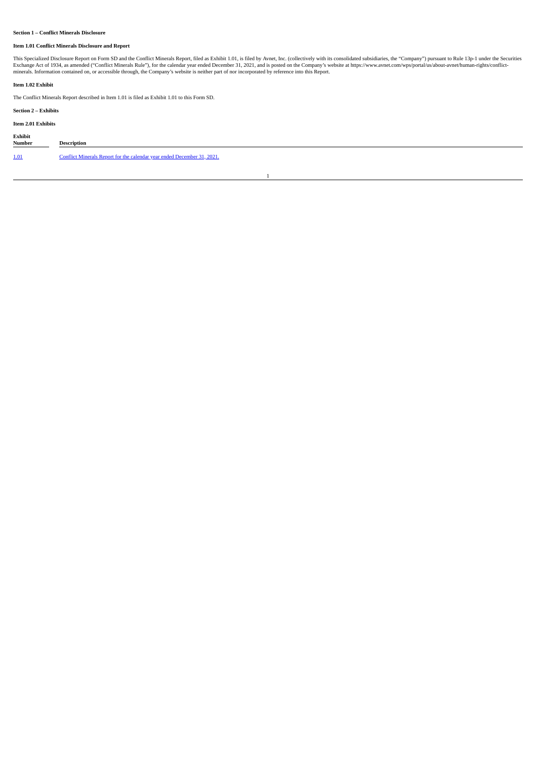**Section 1 – Conflict Minerals Disclosure**

**Item 1.01 Conflict Minerals Disclosure and Report**

This Specialized Disclosure Report on Form SD and the Conflict Minerals Report, filed as Exhibit 1.01, is filed by Avnet, Inc. (collectively with its consolidated subsidiaries, the "Company") pursuant to Rule 13p-1 under the Securities Exchange Act of 1934, as amended ("Conflict Minerals Rule"), for the calendar year ended December 31, 2021, and is posted on the Company's website at https://www.avnet.com/wps/portal/us/about-avnet/human-rights/conflict-minerals. Information contained on, or accessible through, the Company's website is neither part of nor incorporated by reference into this Report.

**Item 1.02 Exhibit**

The Conflict Minerals Report described in Item 1.01 is filed as Exhibit 1.01 to this Form SD.

**Section 2 – Exhibits**

**Item 2.01 Exhibits**

| Exhibit Number | Description |
|---|---|
| 1.01 | Conflict Minerals Report for the calendar year ended December 31, 2021. |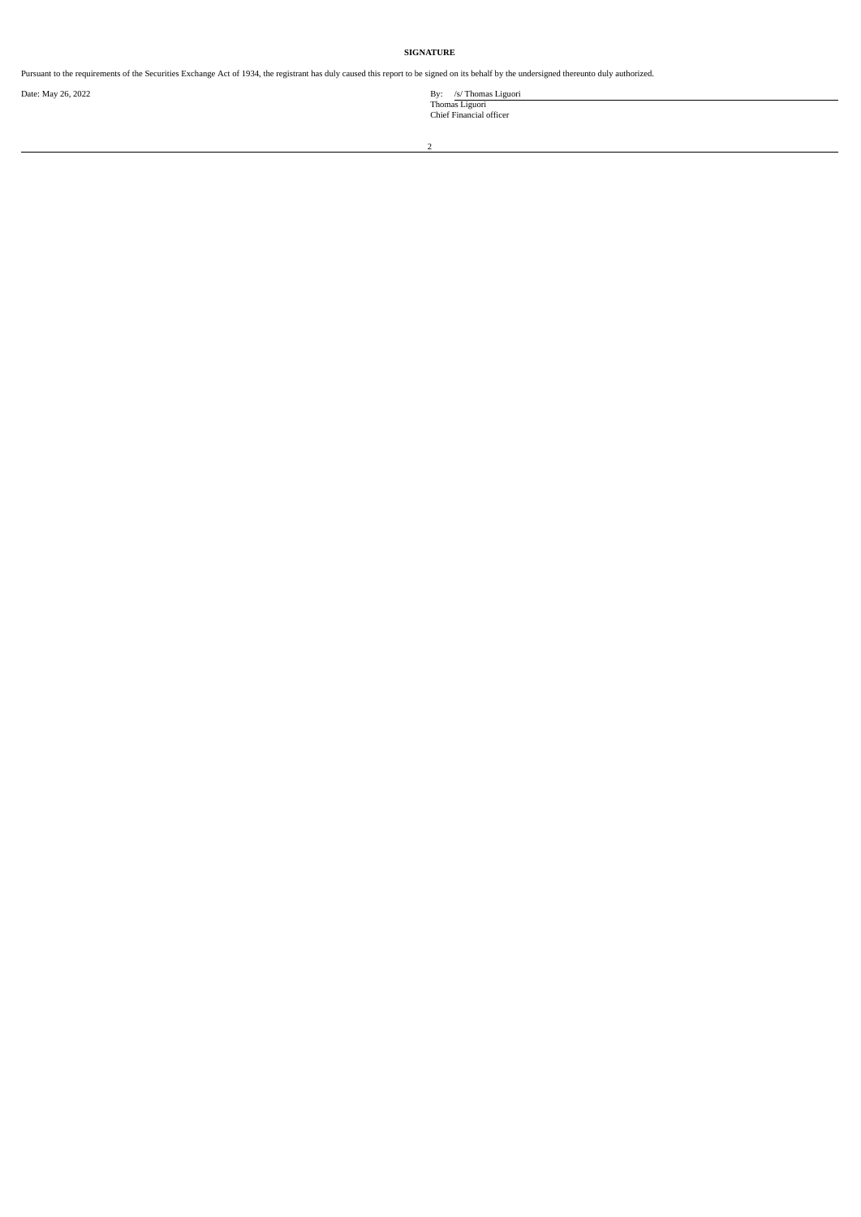**SIGNATURE**

Pursuant to the requirements of the Securities Exchange Act of 1934, the registrant has duly caused this report to be signed on its behalf by the undersigned thereunto duly authorized.

Date: May 26, 2022

By: /s/ Thomas Liguori
Thomas Liguori
Chief Financial officer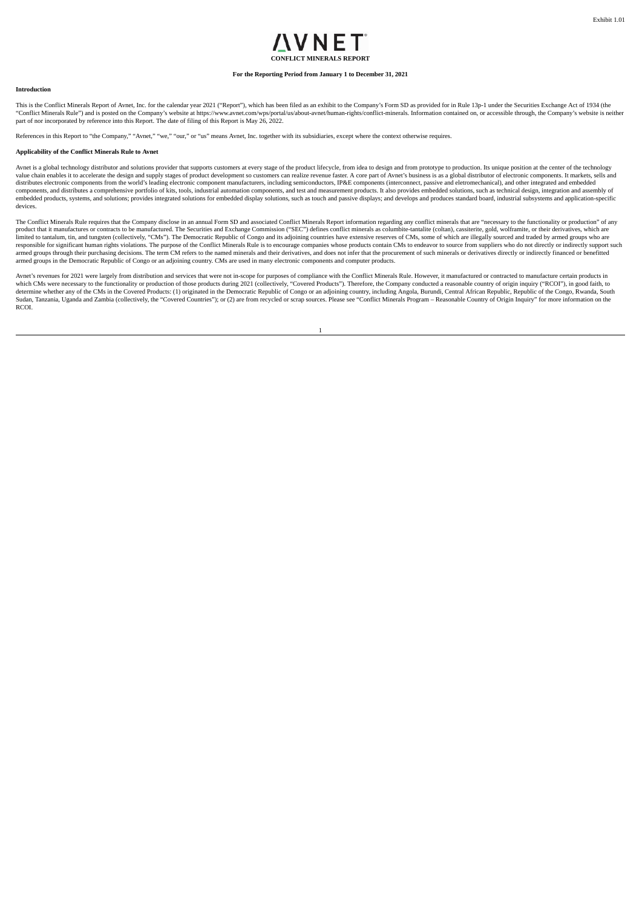Exhibit 1.01

# AVNET

**CONFLICT MINERALS REPORT**

**For the Reporting Period from January 1 to December 31, 2021**

**Introduction**

This is the Conflict Minerals Report of Avnet, Inc. for the calendar year 2021 ("Report"), which has been filed as an exhibit to the Company's Form SD as provided for in Rule 13p-1 under the Securities Exchange Act of 1934 (the "Conflict Minerals Rule") and is posted on the Company's website at https://www.avnet.com/wps/portal/us/about-avnet/human-rights/conflict-minerals. Information contained on, or accessible through, the Company's website is neither part of nor incorporated by reference into this Report. The date of filing of this Report is May 26, 2022.

References in this Report to "the Company," "Avnet," "we," "our," or "us" means Avnet, Inc. together with its subsidiaries, except where the context otherwise requires.

**Applicability of the Conflict Minerals Rule to Avnet**

Avnet is a global technology distributor and solutions provider that supports customers at every stage of the product lifecycle, from idea to design and from prototype to production. Its unique position at the center of the technology value chain enables it to accelerate the design and supply stages of product development so customers can realize revenue faster. A core part of Avnet's business is as a global distributor of electronic components. It markets, sells and distributes electronic components from the world's leading electronic component manufacturers, including semiconductors, IP&E components (interconnect, passive and eletromechanical), and other integrated and embedded components, and distributes a comprehensive portfolio of kits, tools, industrial automation components, and test and measurement products. It also provides embedded solutions, such as technical design, integration and assembly of embedded products, systems, and solutions; provides integrated solutions for embedded display solutions, such as touch and passive displays; and develops and produces standard board, industrial subsystems and application-specific devices.

The Conflict Minerals Rule requires that the Company disclose in an annual Form SD and associated Conflict Minerals Report information regarding any conflict minerals that are "necessary to the functionality or production" of any product that it manufactures or contracts to be manufactured. The Securities and Exchange Commission ("SEC") defines conflict minerals as columbite-tantalite (coltan), cassiterite, gold, wolframite, or their derivatives, which are limited to tantalum, tin, and tungsten (collectively, "CMs"). The Democratic Republic of Congo and its adjoining countries have extensive reserves of CMs, some of which are illegally sourced and traded by armed groups who are responsible for significant human rights violations. The purpose of the Conflict Minerals Rule is to encourage companies whose products contain CMs to endeavor to source from suppliers who do not directly or indirectly support such armed groups through their purchasing decisions. The term CM refers to the named minerals and their derivatives, and does not infer that the procurement of such minerals or derivatives directly or indirectly financed or benefitted armed groups in the Democratic Republic of Congo or an adjoining country. CMs are used in many electronic components and computer products.

Avnet's revenues for 2021 were largely from distribution and services that were not in-scope for purposes of compliance with the Conflict Minerals Rule. However, it manufactured or contracted to manufacture certain products in which CMs were necessary to the functionality or production of those products during 2021 (collectively, "Covered Products"). Therefore, the Company conducted a reasonable country of origin inquiry ("RCOI"), in good faith, to determine whether any of the CMs in the Covered Products: (1) originated in the Democratic Republic of Congo or an adjoining country, including Angola, Burundi, Central African Republic, Republic of the Congo, Rwanda, South Sudan, Tanzania, Uganda and Zambia (collectively, the "Covered Countries"); or (2) are from recycled or scrap sources. Please see "Conflict Minerals Program – Reasonable Country of Origin Inquiry" for more information on the RCOI.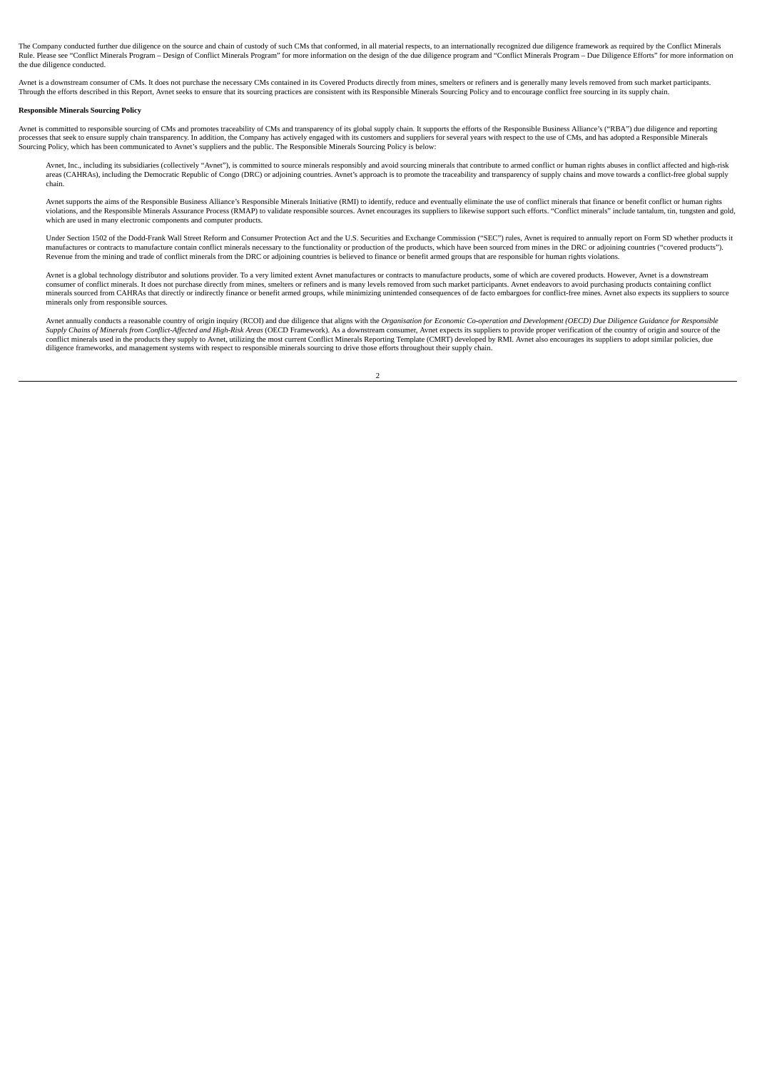The Company conducted further due diligence on the source and chain of custody of such CMs that conformed, in all material respects, to an internationally recognized due diligence framework as required by the Conflict Minerals Rule. Please see "Conflict Minerals Program – Design of Conflict Minerals Program" for more information on the design of the due diligence program and "Conflict Minerals Program – Due Diligence Efforts" for more information on the due diligence conducted.

Avnet is a downstream consumer of CMs. It does not purchase the necessary CMs contained in its Covered Products directly from mines, smelters or refiners and is generally many levels removed from such market participants. Through the efforts described in this Report, Avnet seeks to ensure that its sourcing practices are consistent with its Responsible Minerals Sourcing Policy and to encourage conflict free sourcing in its supply chain.

**Responsible Minerals Sourcing Policy**

Avnet is committed to responsible sourcing of CMs and promotes traceability of CMs and transparency of its global supply chain. It supports the efforts of the Responsible Business Alliance's ("RBA") due diligence and reporting processes that seek to ensure supply chain transparency. In addition, the Company has actively engaged with its customers and suppliers for several years with respect to the use of CMs, and has adopted a Responsible Minerals Sourcing Policy, which has been communicated to Avnet's suppliers and the public. The Responsible Minerals Sourcing Policy is below:

> Avnet, Inc., including its subsidiaries (collectively "Avnet"), is committed to source minerals responsibly and avoid sourcing minerals that contribute to armed conflict or human rights abuses in conflict affected and high-risk areas (CAHRAs), including the Democratic Republic of Congo (DRC) or adjoining countries. Avnet's approach is to promote the traceability and transparency of supply chains and move towards a conflict-free global supply chain.
>
> Avnet supports the aims of the Responsible Business Alliance's Responsible Minerals Initiative (RMI) to identify, reduce and eventually eliminate the use of conflict minerals that finance or benefit conflict or human rights violations, and the Responsible Minerals Assurance Process (RMAP) to validate responsible sources. Avnet encourages its suppliers to likewise support such efforts. "Conflict minerals" include tantalum, tin, tungsten and gold, which are used in many electronic components and computer products.
>
> Under Section 1502 of the Dodd-Frank Wall Street Reform and Consumer Protection Act and the U.S. Securities and Exchange Commission ("SEC") rules, Avnet is required to annually report on Form SD whether products it manufactures or contracts to manufacture contain conflict minerals necessary to the functionality or production of the products, which have been sourced from mines in the DRC or adjoining countries ("covered products"). Revenue from the mining and trade of conflict minerals from the DRC or adjoining countries is believed to finance or benefit armed groups that are responsible for human rights violations.
>
> Avnet is a global technology distributor and solutions provider. To a very limited extent Avnet manufactures or contracts to manufacture products, some of which are covered products. However, Avnet is a downstream consumer of conflict minerals. It does not purchase directly from mines, smelters or refiners and is many levels removed from such market participants. Avnet endeavors to avoid purchasing products containing conflict minerals sourced from CAHRAs that directly or indirectly finance or benefit armed groups, while minimizing unintended consequences of de facto embargoes for conflict-free mines. Avnet also expects its suppliers to source minerals only from responsible sources.
>
> Avnet annually conducts a reasonable country of origin inquiry (RCOI) and due diligence that aligns with the *Organisation for Economic Co-operation and Development (OECD) Due Diligence Guidance for Responsible Supply Chains of Minerals from Conflict-Affected and High-Risk Areas* (OECD Framework). As a downstream consumer, Avnet expects its suppliers to provide proper verification of the country of origin and source of the conflict minerals used in the products they supply to Avnet, utilizing the most current Conflict Minerals Reporting Template (CMRT) developed by RMI. Avnet also encourages its suppliers to adopt similar policies, due diligence frameworks, and management systems with respect to responsible minerals sourcing to drive those efforts throughout their supply chain.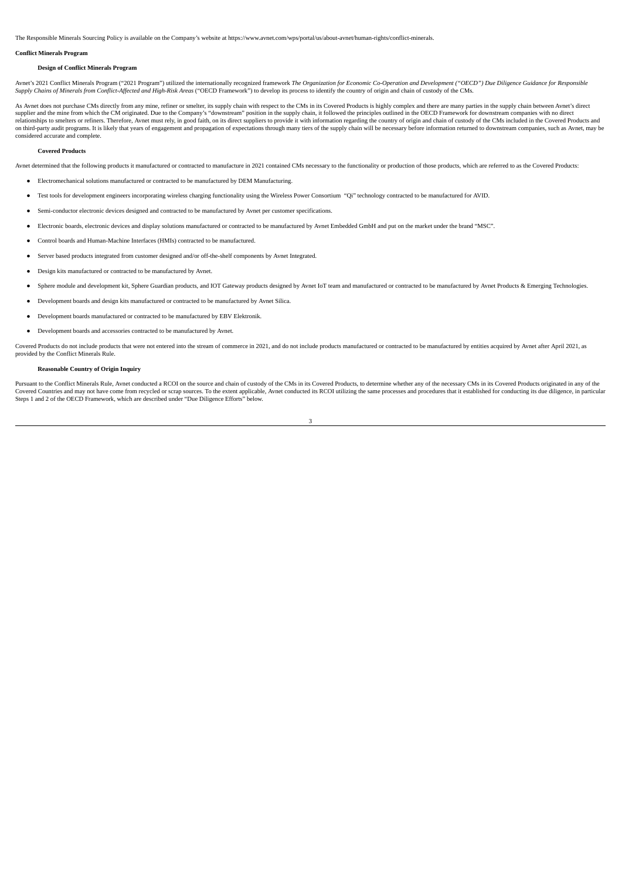The Responsible Minerals Sourcing Policy is available on the Company's website at https://www.avnet.com/wps/portal/us/about-avnet/human-rights/conflict-minerals.

**Conflict Minerals Program**

**Design of Conflict Minerals Program**

Avnet's 2021 Conflict Minerals Program ("2021 Program") utilized the internationally recognized framework *The Organization for Economic Co-Operation and Development ("OECD") Due Diligence Guidance for Responsible Supply Chains of Minerals from Conflict-Affected and High-Risk Areas* ("OECD Framework") to develop its process to identify the country of origin and chain of custody of the CMs.

As Avnet does not purchase CMs directly from any mine, refiner or smelter, its supply chain with respect to the CMs in its Covered Products is highly complex and there are many parties in the supply chain between Avnet's direct supplier and the mine from which the CM originated. Due to the Company's "downstream" position in the supply chain, it followed the principles outlined in the OECD Framework for downstream companies with no direct relationships to smelters or refiners. Therefore, Avnet must rely, in good faith, on its direct suppliers to provide it with information regarding the country of origin and chain of custody of the CMs included in the Covered Products and on third-party audit programs. It is likely that years of engagement and propagation of expectations through many tiers of the supply chain will be necessary before information returned to downstream companies, such as Avnet, may be considered accurate and complete.

**Covered Products**

Avnet determined that the following products it manufactured or contracted to manufacture in 2021 contained CMs necessary to the functionality or production of those products, which are referred to as the Covered Products:

- Electromechanical solutions manufactured or contracted to be manufactured by DEM Manufacturing.
- Test tools for development engineers incorporating wireless charging functionality using the Wireless Power Consortium "Qi" technology contracted to be manufactured for AVID.
- Semi-conductor electronic devices designed and contracted to be manufactured by Avnet per customer specifications.
- Electronic boards, electronic devices and display solutions manufactured or contracted to be manufactured by Avnet Embedded GmbH and put on the market under the brand "MSC".
- Control boards and Human-Machine Interfaces (HMIs) contracted to be manufactured.
- Server based products integrated from customer designed and/or off-the-shelf components by Avnet Integrated.
- Design kits manufactured or contracted to be manufactured by Avnet.
- Sphere module and development kit, Sphere Guardian products, and IOT Gateway products designed by Avnet IoT team and manufactured or contracted to be manufactured by Avnet Products & Emerging Technologies.
- Development boards and design kits manufactured or contracted to be manufactured by Avnet Silica.
- Development boards manufactured or contracted to be manufactured by EBV Elektronik.
- Development boards and accessories contracted to be manufactured by Avnet.

Covered Products do not include products that were not entered into the stream of commerce in 2021, and do not include products manufactured or contracted to be manufactured by entities acquired by Avnet after April 2021, as provided by the Conflict Minerals Rule.

**Reasonable Country of Origin Inquiry**

Pursuant to the Conflict Minerals Rule, Avnet conducted a RCOI on the source and chain of custody of the CMs in its Covered Products, to determine whether any of the necessary CMs in its Covered Products originated in any of the Covered Countries and may not have come from recycled or scrap sources. To the extent applicable, Avnet conducted its RCOI utilizing the same processes and procedures that it established for conducting its due diligence, in particular Steps 1 and 2 of the OECD Framework, which are described under "Due Diligence Efforts" below.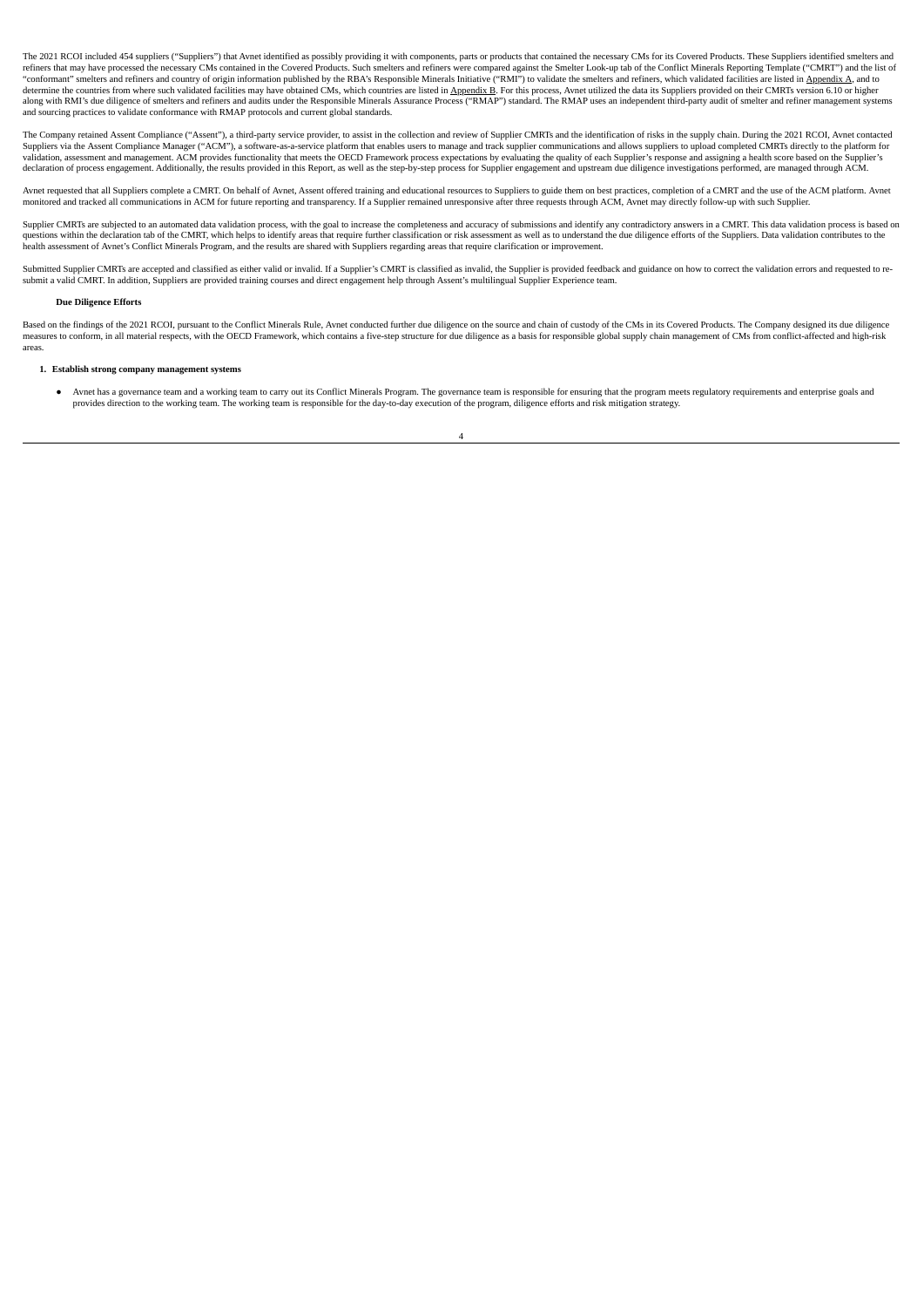The 2021 RCOI included 454 suppliers ("Suppliers") that Avnet identified as possibly providing it with components, parts or products that contained the necessary CMs for its Covered Products. These Suppliers identified smelters and refiners that may have processed the necessary CMs contained in the Covered Products. Such smelters and refiners were compared against the Smelter Look-up tab of the Conflict Minerals Reporting Template ("CMRT") and the list of "conformant" smelters and refiners and country of origin information published by the RBA's Responsible Minerals Initiative ("RMI") to validate the smelters and refiners, which validated facilities are listed in Appendix A, and to determine the countries from where such validated facilities may have obtained CMs, which countries are listed in Appendix B. For this process, Avnet utilized the data its Suppliers provided on their CMRTs version 6.10 or higher along with RMI's due diligence of smelters and refiners and audits under the Responsible Minerals Assurance Process ("RMAP") standard. The RMAP uses an independent third-party audit of smelter and refiner management systems and sourcing practices to validate conformance with RMAP protocols and current global standards.

The Company retained Assent Compliance ("Assent"), a third-party service provider, to assist in the collection and review of Supplier CMRTs and the identification of risks in the supply chain. During the 2021 RCOI, Avnet contacted Suppliers via the Assent Compliance Manager ("ACM"), a software-as-a-service platform that enables users to manage and track supplier communications and allows suppliers to upload completed CMRTs directly to the platform for validation, assessment and management. ACM provides functionality that meets the OECD Framework process expectations by evaluating the quality of each Supplier's response and assigning a health score based on the Supplier's declaration of process engagement. Additionally, the results provided in this Report, as well as the step-by-step process for Supplier engagement and upstream due diligence investigations performed, are managed through ACM.

Avnet requested that all Suppliers complete a CMRT. On behalf of Avnet, Assent offered training and educational resources to Suppliers to guide them on best practices, completion of a CMRT and the use of the ACM platform. Avnet monitored and tracked all communications in ACM for future reporting and transparency. If a Supplier remained unresponsive after three requests through ACM, Avnet may directly follow-up with such Supplier.

Supplier CMRTs are subjected to an automated data validation process, with the goal to increase the completeness and accuracy of submissions and identify any contradictory answers in a CMRT. This data validation process is based on questions within the declaration tab of the CMRT, which helps to identify areas that require further classification or risk assessment as well as to understand the due diligence efforts of the Suppliers. Data validation contributes to the health assessment of Avnet's Conflict Minerals Program, and the results are shared with Suppliers regarding areas that require clarification or improvement.

Submitted Supplier CMRTs are accepted and classified as either valid or invalid. If a Supplier's CMRT is classified as invalid, the Supplier is provided feedback and guidance on how to correct the validation errors and requested to re-submit a valid CMRT. In addition, Suppliers are provided training courses and direct engagement help through Assent's multilingual Supplier Experience team.

**Due Diligence Efforts**

Based on the findings of the 2021 RCOI, pursuant to the Conflict Minerals Rule, Avnet conducted further due diligence on the source and chain of custody of the CMs in its Covered Products. The Company designed its due diligence measures to conform, in all material respects, with the OECD Framework, which contains a five-step structure for due diligence as a basis for responsible global supply chain management of CMs from conflict-affected and high-risk areas.

**1. Establish strong company management systems**

- Avnet has a governance team and a working team to carry out its Conflict Minerals Program. The governance team is responsible for ensuring that the program meets regulatory requirements and enterprise goals and provides direction to the working team. The working team is responsible for the day-to-day execution of the program, diligence efforts and risk mitigation strategy.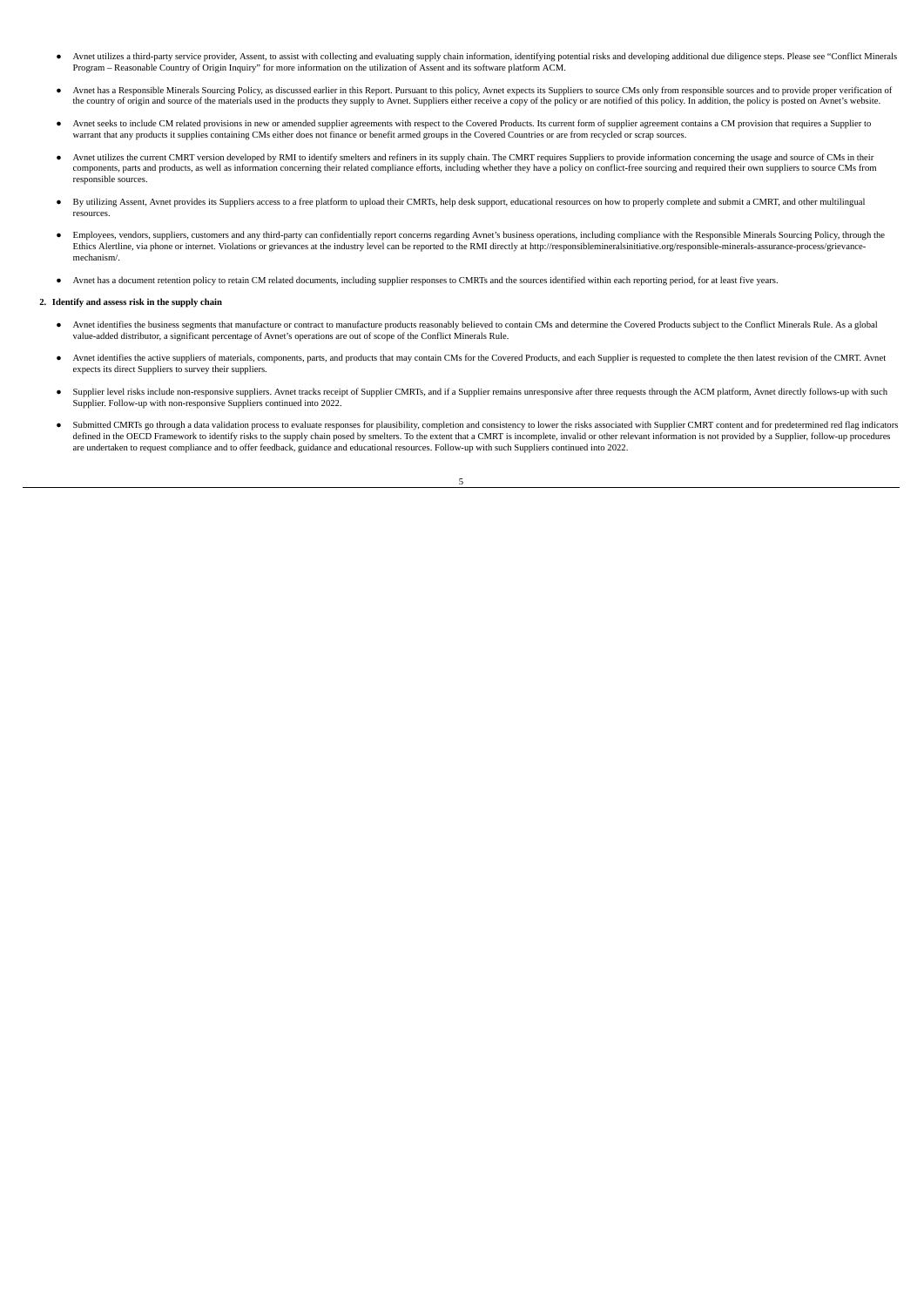- Avnet utilizes a third-party service provider, Assent, to assist with collecting and evaluating supply chain information, identifying potential risks and developing additional due diligence steps. Please see "Conflict Minerals Program – Reasonable Country of Origin Inquiry" for more information on the utilization of Assent and its software platform ACM.

- Avnet has a Responsible Minerals Sourcing Policy, as discussed earlier in this Report. Pursuant to this policy, Avnet expects its Suppliers to source CMs only from responsible sources and to provide proper verification of the country of origin and source of the materials used in the products they supply to Avnet. Suppliers either receive a copy of the policy or are notified of this policy. In addition, the policy is posted on Avnet's website.

- Avnet seeks to include CM related provisions in new or amended supplier agreements with respect to the Covered Products. Its current form of supplier agreement contains a CM provision that requires a Supplier to warrant that any products it supplies containing CMs either does not finance or benefit armed groups in the Covered Countries or are from recycled or scrap sources.

- Avnet utilizes the current CMRT version developed by RMI to identify smelters and refiners in its supply chain. The CMRT requires Suppliers to provide information concerning the usage and source of CMs in their components, parts and products, as well as information concerning their related compliance efforts, including whether they have a policy on conflict-free sourcing and required their own suppliers to source CMs from responsible sources.

- By utilizing Assent, Avnet provides its Suppliers access to a free platform to upload their CMRTs, help desk support, educational resources on how to properly complete and submit a CMRT, and other multilingual resources.

- Employees, vendors, suppliers, customers and any third-party can confidentially report concerns regarding Avnet's business operations, including compliance with the Responsible Minerals Sourcing Policy, through the Ethics Alertline, via phone or internet. Violations or grievances at the industry level can be reported to the RMI directly at http://responsiblemineralsinitiative.org/responsible-minerals-assurance-process/grievance-mechanism/.

- Avnet has a document retention policy to retain CM related documents, including supplier responses to CMRTs and the sources identified within each reporting period, for at least five years.

**2. Identify and assess risk in the supply chain**

- Avnet identifies the business segments that manufacture or contract to manufacture products reasonably believed to contain CMs and determine the Covered Products subject to the Conflict Minerals Rule. As a global value-added distributor, a significant percentage of Avnet's operations are out of scope of the Conflict Minerals Rule.

- Avnet identifies the active suppliers of materials, components, parts, and products that may contain CMs for the Covered Products, and each Supplier is requested to complete the then latest revision of the CMRT. Avnet expects its direct Suppliers to survey their suppliers.

- Supplier level risks include non-responsive suppliers. Avnet tracks receipt of Supplier CMRTs, and if a Supplier remains unresponsive after three requests through the ACM platform, Avnet directly follows-up with such Supplier. Follow-up with non-responsive Suppliers continued into 2022.

- Submitted CMRTs go through a data validation process to evaluate responses for plausibility, completion and consistency to lower the risks associated with Supplier CMRT content and for predetermined red flag indicators defined in the OECD Framework to identify risks to the supply chain posed by smelters. To the extent that a CMRT is incomplete, invalid or other relevant information is not provided by a Supplier, follow-up procedures are undertaken to request compliance and to offer feedback, guidance and educational resources. Follow-up with such Suppliers continued into 2022.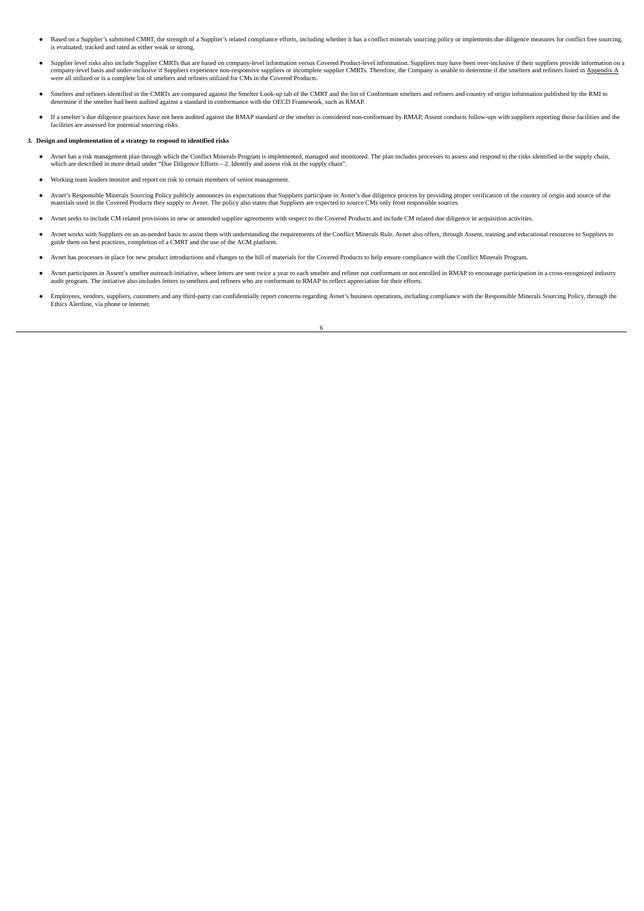- Based on a Supplier's submitted CMRT, the strength of a Supplier's related compliance efforts, including whether it has a conflict minerals sourcing policy or implements due diligence measures for conflict free sourcing, is evaluated, tracked and rated as either weak or strong.

- Supplier level risks also include Supplier CMRTs that are based on company-level information versus Covered Product-level information. Suppliers may have been over-inclusive if their suppliers provide information on a company-level basis and under-inclusive if Suppliers experience non-responsive suppliers or incomplete supplier CMRTs. Therefore, the Company is unable to determine if the smelters and refiners listed in Appendix A were all utilized or is a complete list of smelters and refiners utilized for CMs in the Covered Products.

- Smelters and refiners identified in the CMRTs are compared against the Smelter Look-up tab of the CMRT and the list of Conformant smelters and refiners and country of origin information published by the RMI to determine if the smelter had been audited against a standard in conformance with the OECD Framework, such as RMAP.

- If a smelter's due diligence practices have not been audited against the RMAP standard or the smelter is considered non-conformant by RMAP, Assent conducts follow-ups with suppliers reporting those facilities and the facilities are assessed for potential sourcing risks.

**3. Design and implementation of a strategy to respond to identified risks**

- Avnet has a risk management plan through which the Conflict Minerals Program is implemented, managed and monitored. The plan includes processes to assess and respond to the risks identified in the supply chain, which are described in more detail under "Due Diligence Efforts – 2. Identify and assess risk in the supply chain".

- Working team leaders monitor and report on risk to certain members of senior management.

- Avnet's Responsible Minerals Sourcing Policy publicly announces its expectations that Suppliers participate in Avnet's due diligence process by providing proper verification of the country of origin and source of the materials used in the Covered Products they supply to Avnet. The policy also states that Suppliers are expected to source CMs only from responsible sources.

- Avnet seeks to include CM related provisions in new or amended supplier agreements with respect to the Covered Products and include CM related due diligence in acquisition activities.

- Avnet works with Suppliers on an as-needed basis to assist them with understanding the requirements of the Conflict Minerals Rule. Avnet also offers, through Assent, training and educational resources to Suppliers to guide them on best practices, completion of a CMRT and the use of the ACM platform.

- Avnet has processes in place for new product introductions and changes to the bill of materials for the Covered Products to help ensure compliance with the Conflict Minerals Program.

- Avnet participates in Assent's smelter outreach initiative, where letters are sent twice a year to each smelter and refiner not conformant or not enrolled in RMAP to encourage participation in a cross-recognized industry audit program. The initiative also includes letters to smelters and refiners who are conformant to RMAP to reflect appreciation for their efforts.

- Employees, vendors, suppliers, customers and any third-party can confidentially report concerns regarding Avnet's business operations, including compliance with the Responsible Minerals Sourcing Policy, through the Ethics Alertline, via phone or internet.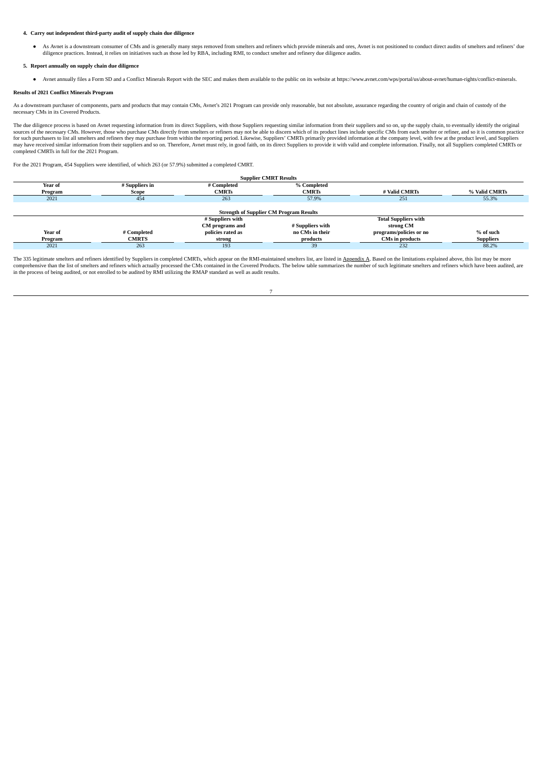**4. Carry out independent third-party audit of supply chain due diligence**

- As Avnet is a downstream consumer of CMs and is generally many steps removed from smelters and refiners which provide minerals and ores, Avnet is not positioned to conduct direct audits of smelters and refiners' due diligence practices. Instead, it relies on initiatives such as those led by RBA, including RMI, to conduct smelter and refinery due diligence audits.

**5. Report annually on supply chain due diligence**

- Avnet annually files a Form SD and a Conflict Minerals Report with the SEC and makes them available to the public on its website at https://www.avnet.com/wps/portal/us/about-avnet/human-rights/conflict-minerals.

**Results of 2021 Conflict Minerals Program**

As a downstream purchaser of components, parts and products that may contain CMs, Avnet's 2021 Program can provide only reasonable, but not absolute, assurance regarding the country of origin and chain of custody of the necessary CMs in its Covered Products.

The due diligence process is based on Avnet requesting information from its direct Suppliers, with those Suppliers requesting similar information from their suppliers and so on, up the supply chain, to eventually identify the original sources of the necessary CMs. However, those who purchase CMs directly from smelters or refiners may not be able to discern which of its product lines include specific CMs from each smelter or refiner, and so it is common practice for such purchasers to list all smelters and refiners they may purchase from within the reporting period. Likewise, Suppliers' CMRTs primarily provided information at the company level, with few at the product level, and Suppliers may have received similar information from their suppliers and so on. Therefore, Avnet must rely, in good faith, on its direct Suppliers to provide it with valid and complete information. Finally, not all Suppliers completed CMRTs or completed CMRTs in full for the 2021 Program.

For the 2021 Program, 454 Suppliers were identified, of which 263 (or 57.9%) submitted a completed CMRT.

**Supplier CMRT Results**

| Year of Program | # Suppliers in Scope | # Completed CMRTs | % Completed CMRTs | # Valid CMRTs | % Valid CMRTs |
|---|---|---|---|---|---|
| 2021 | 454 | 263 | 57.9% | 251 | 55.3% |

**Strength of Supplier CM Program Results**

| Year of Program | # Completed CMRTS | # Suppliers with CM programs and policies rated as strong | # Suppliers with no CMs in their products | Total Suppliers with strong CM programs/policies or no CMs in products | % of such Suppliers |
|---|---|---|---|---|---|
| 2021 | 263 | 193 | 39 | 232 | 88.2% |

The 335 legitimate smelters and refiners identified by Suppliers in completed CMRTs, which appear on the RMI-maintained smelters list, are listed in Appendix A. Based on the limitations explained above, this list may be more comprehensive than the list of smelters and refiners which actually processed the CMs contained in the Covered Products. The below table summarizes the number of such legitimate smelters and refiners which have been audited, are in the process of being audited, or not enrolled to be audited by RMI utilizing the RMAP standard as well as audit results.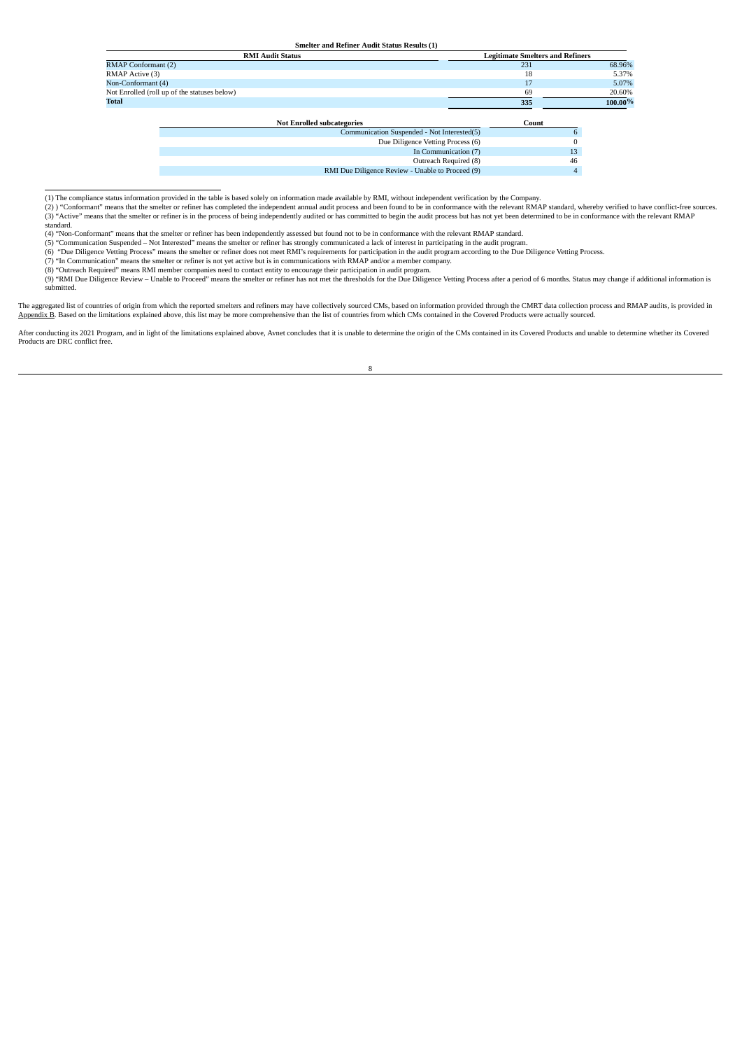**Smelter and Refiner Audit Status Results (1)**

| RMI Audit Status | Legitimate Smelters and Refiners | |
|---|---|---|
| RMAP Conformant (2) | 231 | 68.96% |
| RMAP Active (3) | 18 | 5.37% |
| Non-Conformant (4) | 17 | 5.07% |
| Not Enrolled (roll up of the statuses below) | 69 | 20.60% |
| **Total** | **335** | **100.00%** |

| Not Enrolled subcategories | Count |
|---|---|
| Communication Suspended - Not Interested(5) | 6 |
| Due Diligence Vetting Process (6) | 0 |
| In Communication (7) | 13 |
| Outreach Required (8) | 46 |
| RMI Due Diligence Review - Unable to Proceed (9) | 4 |

(1) The compliance status information provided in the table is based solely on information made available by RMI, without independent verification by the Company.
(2) ) "Conformant" means that the smelter or refiner has completed the independent annual audit process and been found to be in conformance with the relevant RMAP standard, whereby verified to have conflict-free sources.
(3) "Active" means that the smelter or refiner is in the process of being independently audited or has committed to begin the audit process but has not yet been determined to be in conformance with the relevant RMAP standard.
(4) "Non-Conformant" means that the smelter or refiner has been independently assessed but found not to be in conformance with the relevant RMAP standard.
(5) "Communication Suspended – Not Interested" means the smelter or refiner has strongly communicated a lack of interest in participating in the audit program.
(6) "Due Diligence Vetting Process" means the smelter or refiner does not meet RMI's requirements for participation in the audit program according to the Due Diligence Vetting Process.
(7) "In Communication" means the smelter or refiner is not yet active but is in communications with RMAP and/or a member company.
(8) "Outreach Required" means RMI member companies need to contact entity to encourage their participation in audit program.
(9) "RMI Due Diligence Review – Unable to Proceed" means the smelter or refiner has not met the thresholds for the Due Diligence Vetting Process after a period of 6 months. Status may change if additional information is submitted.

The aggregated list of countries of origin from which the reported smelters and refiners may have collectively sourced CMs, based on information provided through the CMRT data collection process and RMAP audits, is provided in Appendix B. Based on the limitations explained above, this list may be more comprehensive than the list of countries from which CMs contained in the Covered Products were actually sourced.

After conducting its 2021 Program, and in light of the limitations explained above, Avnet concludes that it is unable to determine the origin of the CMs contained in its Covered Products and unable to determine whether its Covered Products are DRC conflict free.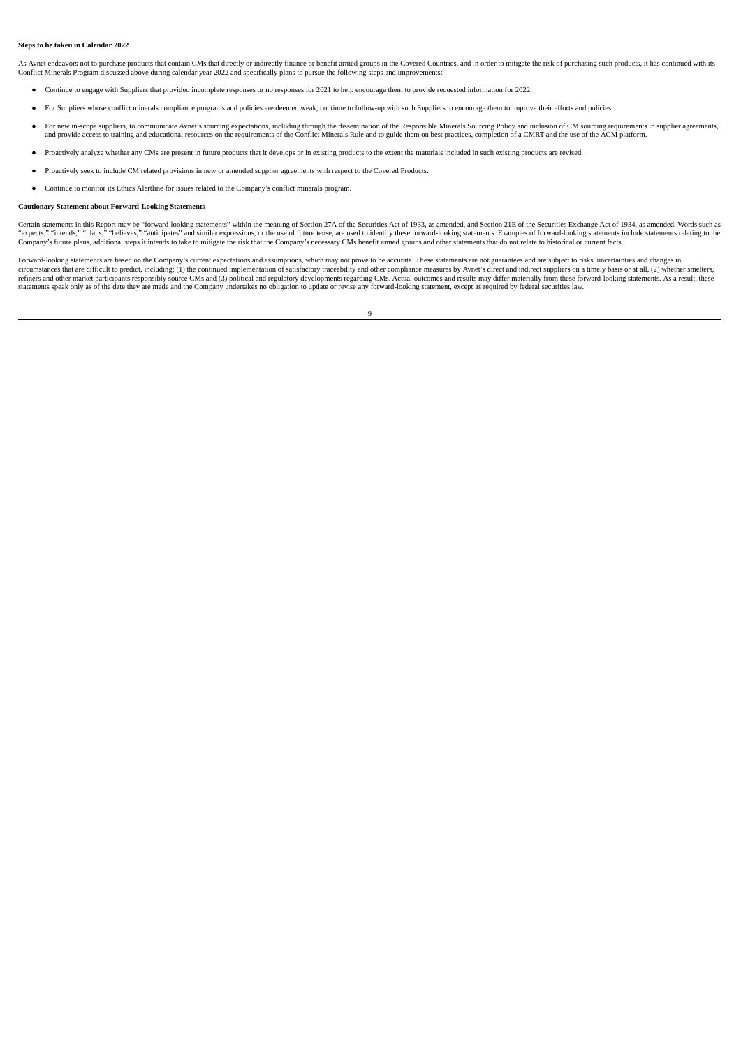**Steps to be taken in Calendar 2022**

As Avnet endeavors not to purchase products that contain CMs that directly or indirectly finance or benefit armed groups in the Covered Countries, and in order to mitigate the risk of purchasing such products, it has continued with its Conflict Minerals Program discussed above during calendar year 2022 and specifically plans to pursue the following steps and improvements:

- Continue to engage with Suppliers that provided incomplete responses or no responses for 2021 to help encourage them to provide requested information for 2022.
- For Suppliers whose conflict minerals compliance programs and policies are deemed weak, continue to follow-up with such Suppliers to encourage them to improve their efforts and policies.
- For new in-scope suppliers, to communicate Avnet's sourcing expectations, including through the dissemination of the Responsible Minerals Sourcing Policy and inclusion of CM sourcing requirements in supplier agreements, and provide access to training and educational resources on the requirements of the Conflict Minerals Rule and to guide them on best practices, completion of a CMRT and the use of the ACM platform.
- Proactively analyze whether any CMs are present in future products that it develops or in existing products to the extent the materials included in such existing products are revised.
- Proactively seek to include CM related provisions in new or amended supplier agreements with respect to the Covered Products.
- Continue to monitor its Ethics Alertline for issues related to the Company's conflict minerals program.

**Cautionary Statement about Forward-Looking Statements**

Certain statements in this Report may be "forward-looking statements" within the meaning of Section 27A of the Securities Act of 1933, as amended, and Section 21E of the Securities Exchange Act of 1934, as amended. Words such as "expects," "intends," "plans," "believes," "anticipates" and similar expressions, or the use of future tense, are used to identify these forward-looking statements. Examples of forward-looking statements include statements relating to the Company's future plans, additional steps it intends to take to mitigate the risk that the Company's necessary CMs benefit armed groups and other statements that do not relate to historical or current facts.

Forward-looking statements are based on the Company's current expectations and assumptions, which may not prove to be accurate. These statements are not guarantees and are subject to risks, uncertainties and changes in circumstances that are difficult to predict, including: (1) the continued implementation of satisfactory traceability and other compliance measures by Avnet's direct and indirect suppliers on a timely basis or at all, (2) whether smelters, refiners and other market participants responsibly source CMs and (3) political and regulatory developments regarding CMs. Actual outcomes and results may differ materially from these forward-looking statements. As a result, these statements speak only as of the date they are made and the Company undertakes no obligation to update or revise any forward-looking statement, except as required by federal securities law.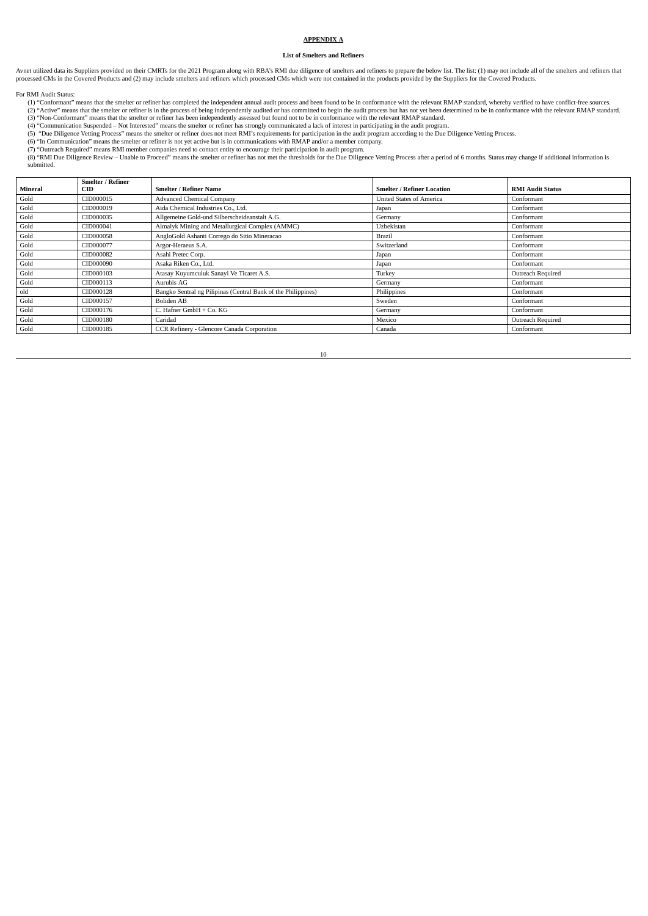# APPENDIX A

### List of Smelters and Refiners

Avnet utilized data its Suppliers provided on their CMRTs for the 2021 Program along with RBA's RMI due diligence of smelters and refiners to prepare the below list. The list: (1) may not include all of the smelters and refiners that processed CMs in the Covered Products and (2) may include smelters and refiners which processed CMs which were not contained in the products provided by the Suppliers for the Covered Products.

For RMI Audit Status:

(1) "Conformant" means that the smelter or refiner has completed the independent annual audit process and been found to be in conformance with the relevant RMAP standard, whereby verified to have conflict-free sources.
(2) "Active" means that the smelter or refiner is in the process of being independently audited or has committed to begin the audit process but has not yet been determined to be in conformance with the relevant RMAP standard.
(3) "Non-Conformant" means that the smelter or refiner has been independently assessed but found not to be in conformance with the relevant RMAP standard.
(4) "Communication Suspended – Not Interested" means the smelter or refiner has strongly communicated a lack of interest in participating in the audit program.
(5) "Due Diligence Vetting Process" means the smelter or refiner does not meet RMI's requirements for participation in the audit program according to the Due Diligence Vetting Process.
(6) "In Communication" means the smelter or refiner is not yet active but is in communications with RMAP and/or a member company.
(7) "Outreach Required" means RMI member companies need to contact entity to encourage their participation in audit program.
(8) "RMI Due Diligence Review – Unable to Proceed" means the smelter or refiner has not met the thresholds for the Due Diligence Vetting Process after a period of 6 months. Status may change if additional information is submitted.

| Mineral | Smelter / Refiner CID | Smelter / Refiner Name | Smelter / Refiner Location | RMI Audit Status |
|---|---|---|---|---|
| Gold | CID000015 | Advanced Chemical Company | United States of America | Conformant |
| Gold | CID000019 | Aida Chemical Industries Co., Ltd. | Japan | Conformant |
| Gold | CID000035 | Allgemeine Gold-und Silberscheideanstalt A.G. | Germany | Conformant |
| Gold | CID000041 | Almalyk Mining and Metallurgical Complex (AMMC) | Uzbekistan | Conformant |
| Gold | CID000058 | AngloGold Ashanti Corrego do Sitio Mineracao | Brazil | Conformant |
| Gold | CID000077 | Argor-Heraeus S.A. | Switzerland | Conformant |
| Gold | CID000082 | Asahi Pretec Corp. | Japan | Conformant |
| Gold | CID000090 | Asaka Riken Co., Ltd. | Japan | Conformant |
| Gold | CID000103 | Atasay Kuyumculuk Sanayi Ve Ticaret A.S. | Turkey | Outreach Required |
| Gold | CID000113 | Aurubis AG | Germany | Conformant |
| old | CID000128 | Bangko Sentral ng Pilipinas (Central Bank of the Philippines) | Philippines | Conformant |
| Gold | CID000157 | Boliden AB | Sweden | Conformant |
| Gold | CID000176 | C. Hafner GmbH + Co. KG | Germany | Conformant |
| Gold | CID000180 | Caridad | Mexico | Outreach Required |
| Gold | CID000185 | CCR Refinery - Glencore Canada Corporation | Canada | Conformant |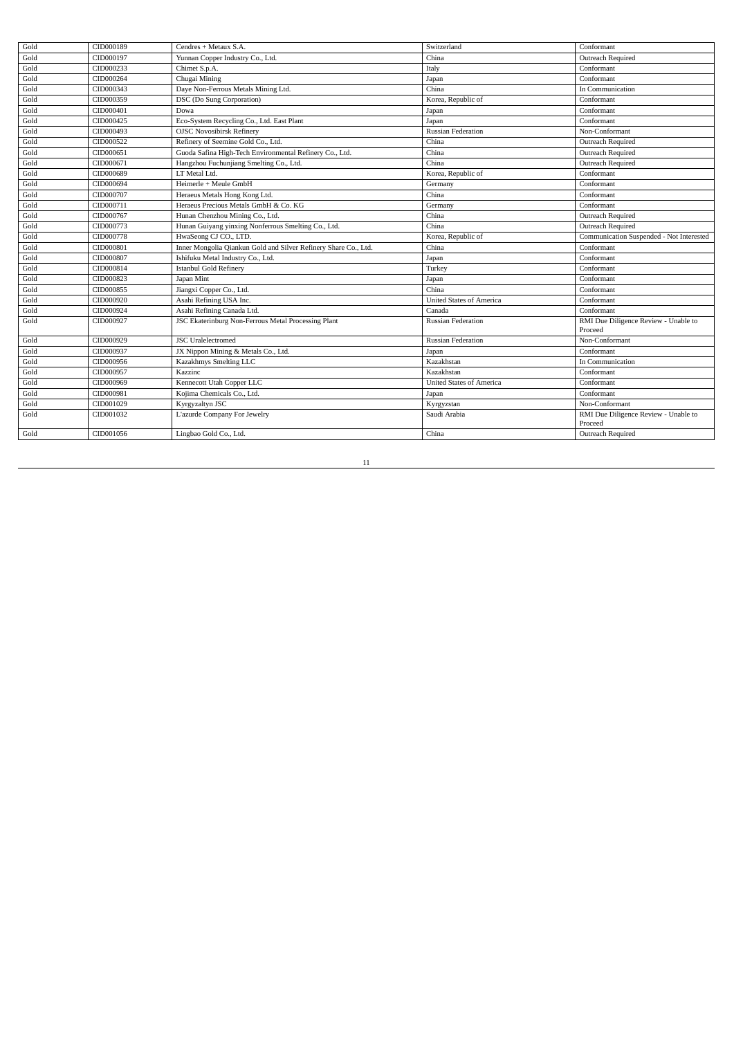| Gold | CID000189 | Cendres + Metaux S.A. | Switzerland | Conformant |
|---|---|---|---|---|
| Gold | CID000197 | Yunnan Copper Industry Co., Ltd. | China | Outreach Required |
| Gold | CID000233 | Chimet S.p.A. | Italy | Conformant |
| Gold | CID000264 | Chugai Mining | Japan | Conformant |
| Gold | CID000343 | Daye Non-Ferrous Metals Mining Ltd. | China | In Communication |
| Gold | CID000359 | DSC (Do Sung Corporation) | Korea, Republic of | Conformant |
| Gold | CID000401 | Dowa | Japan | Conformant |
| Gold | CID000425 | Eco-System Recycling Co., Ltd. East Plant | Japan | Conformant |
| Gold | CID000493 | OJSC Novosibirsk Refinery | Russian Federation | Non-Conformant |
| Gold | CID000522 | Refinery of Seemine Gold Co., Ltd. | China | Outreach Required |
| Gold | CID000651 | Guoda Safina High-Tech Environmental Refinery Co., Ltd. | China | Outreach Required |
| Gold | CID000671 | Hangzhou Fuchunjiang Smelting Co., Ltd. | China | Outreach Required |
| Gold | CID000689 | LT Metal Ltd. | Korea, Republic of | Conformant |
| Gold | CID000694 | Heimerle + Meule GmbH | Germany | Conformant |
| Gold | CID000707 | Heraeus Metals Hong Kong Ltd. | China | Conformant |
| Gold | CID000711 | Heraeus Precious Metals GmbH & Co. KG | Germany | Conformant |
| Gold | CID000767 | Hunan Chenzhou Mining Co., Ltd. | China | Outreach Required |
| Gold | CID000773 | Hunan Guiyang yinxing Nonferrous Smelting Co., Ltd. | China | Outreach Required |
| Gold | CID000778 | HwaSeong CJ CO., LTD. | Korea, Republic of | Communication Suspended - Not Interested |
| Gold | CID000801 | Inner Mongolia Qiankun Gold and Silver Refinery Share Co., Ltd. | China | Conformant |
| Gold | CID000807 | Ishifuku Metal Industry Co., Ltd. | Japan | Conformant |
| Gold | CID000814 | Istanbul Gold Refinery | Turkey | Conformant |
| Gold | CID000823 | Japan Mint | Japan | Conformant |
| Gold | CID000855 | Jiangxi Copper Co., Ltd. | China | Conformant |
| Gold | CID000920 | Asahi Refining USA Inc. | United States of America | Conformant |
| Gold | CID000924 | Asahi Refining Canada Ltd. | Canada | Conformant |
| Gold | CID000927 | JSC Ekaterinburg Non-Ferrous Metal Processing Plant | Russian Federation | RMI Due Diligence Review - Unable to Proceed |
| Gold | CID000929 | JSC Uralelectromed | Russian Federation | Non-Conformant |
| Gold | CID000937 | JX Nippon Mining & Metals Co., Ltd. | Japan | Conformant |
| Gold | CID000956 | Kazakhmys Smelting LLC | Kazakhstan | In Communication |
| Gold | CID000957 | Kazzinc | Kazakhstan | Conformant |
| Gold | CID000969 | Kennecott Utah Copper LLC | United States of America | Conformant |
| Gold | CID000981 | Kojima Chemicals Co., Ltd. | Japan | Conformant |
| Gold | CID001029 | Kyrgyzaltyn JSC | Kyrgyzstan | Non-Conformant |
| Gold | CID001032 | L'azurde Company For Jewelry | Saudi Arabia | RMI Due Diligence Review - Unable to Proceed |
| Gold | CID001056 | Lingbao Gold Co., Ltd. | China | Outreach Required |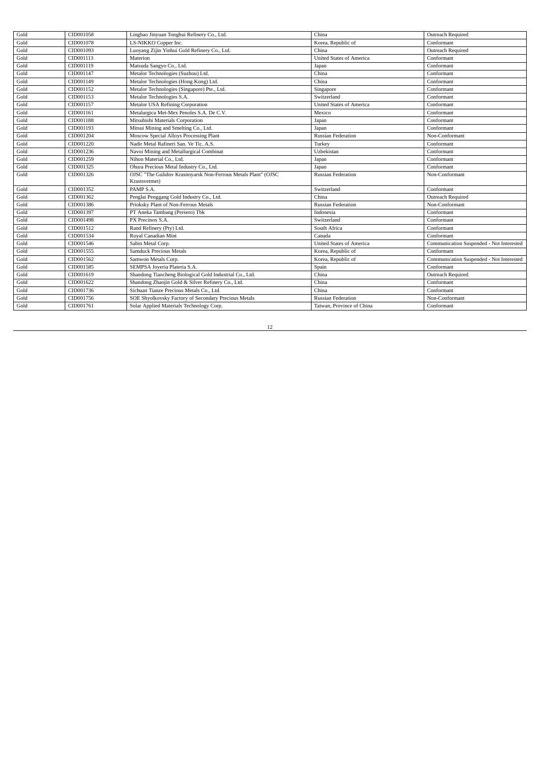| Gold | CID001058 | Lingbao Jinyuan Tonghui Refinery Co., Ltd. | China | Outreach Required |
|---|---|---|---|---|
| Gold | CID001078 | LS-NIKKO Copper Inc. | Korea, Republic of | Conformant |
| Gold | CID001093 | Luoyang Zijin Yinhui Gold Refinery Co., Ltd. | China | Outreach Required |
| Gold | CID001113 | Materion | United States of America | Conformant |
| Gold | CID001119 | Matsuda Sangyo Co., Ltd. | Japan | Conformant |
| Gold | CID001147 | Metalor Technologies (Suzhou) Ltd. | China | Conformant |
| Gold | CID001149 | Metalor Technologies (Hong Kong) Ltd. | China | Conformant |
| Gold | CID001152 | Metalor Technologies (Singapore) Pte., Ltd. | Singapore | Conformant |
| Gold | CID001153 | Metalor Technologies S.A. | Switzerland | Conformant |
| Gold | CID001157 | Metalor USA Refining Corporation | United States of America | Conformant |
| Gold | CID001161 | Metalurgica Met-Mex Penoles S.A. De C.V. | Mexico | Conformant |
| Gold | CID001188 | Mitsubishi Materials Corporation | Japan | Conformant |
| Gold | CID001193 | Mitsui Mining and Smelting Co., Ltd. | Japan | Conformant |
| Gold | CID001204 | Moscow Special Alloys Processing Plant | Russian Federation | Non-Conformant |
| Gold | CID001220 | Nadir Metal Rafineri San. Ve Tic. A.S. | Turkey | Conformant |
| Gold | CID001236 | Navoi Mining and Metallurgical Combinat | Uzbekistan | Conformant |
| Gold | CID001259 | Nihon Material Co., Ltd. | Japan | Conformant |
| Gold | CID001325 | Ohura Precious Metal Industry Co., Ltd. | Japan | Conformant |
| Gold | CID001326 | OJSC "The Gulidov Krasnoyarsk Non-Ferrous Metals Plant" (OJSC Krastsvetmet) | Russian Federation | Non-Conformant |
| Gold | CID001352 | PAMP S.A. | Switzerland | Conformant |
| Gold | CID001362 | Penglai Penggang Gold Industry Co., Ltd. | China | Outreach Required |
| Gold | CID001386 | Prioksky Plant of Non-Ferrous Metals | Russian Federation | Non-Conformant |
| Gold | CID001397 | PT Aneka Tambang (Persero) Tbk | Indonesia | Conformant |
| Gold | CID001498 | PX Precinox S.A. | Switzerland | Conformant |
| Gold | CID001512 | Rand Refinery (Pty) Ltd. | South Africa | Conformant |
| Gold | CID001534 | Royal Canadian Mint | Canada | Conformant |
| Gold | CID001546 | Sabin Metal Corp. | United States of America | Communication Suspended - Not Interested |
| Gold | CID001555 | Samduck Precious Metals | Korea, Republic of | Conformant |
| Gold | CID001562 | Samwon Metals Corp. | Korea, Republic of | Communication Suspended - Not Interested |
| Gold | CID001585 | SEMPSA Joyeria Plateria S.A. | Spain | Conformant |
| Gold | CID001619 | Shandong Tiancheng Biological Gold Industrial Co., Ltd. | China | Outreach Required |
| Gold | CID001622 | Shandong Zhaojin Gold & Silver Refinery Co., Ltd. | China | Conformant |
| Gold | CID001736 | Sichuan Tianze Precious Metals Co., Ltd. | China | Conformant |
| Gold | CID001756 | SOE Shyolkovsky Factory of Secondary Precious Metals | Russian Federation | Non-Conformant |
| Gold | CID001761 | Solar Applied Materials Technology Corp. | Taiwan, Province of China | Conformant |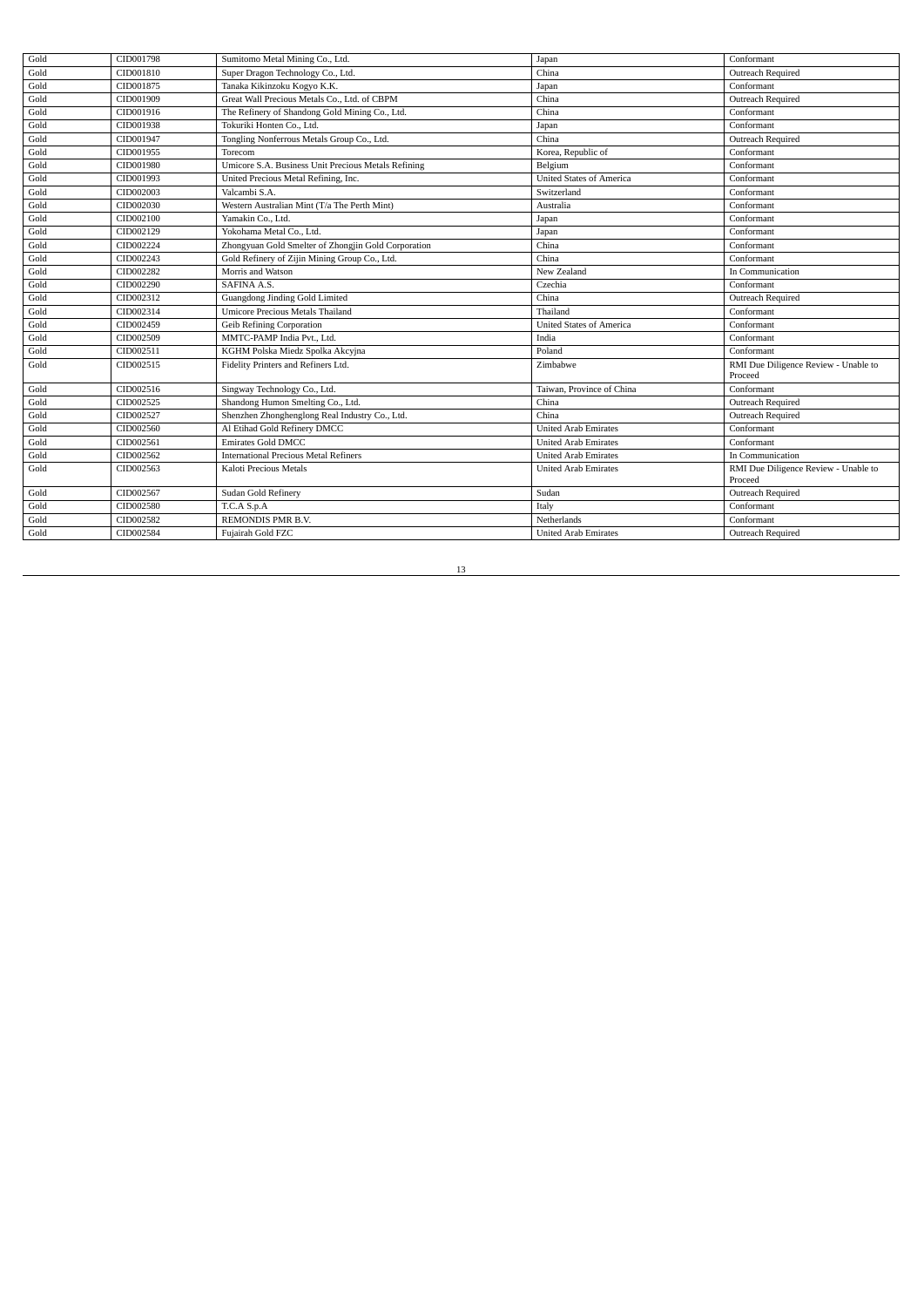| Gold | CID001798 | Sumitomo Metal Mining Co., Ltd. | Japan | Conformant |
|---|---|---|---|---|
| Gold | CID001810 | Super Dragon Technology Co., Ltd. | China | Outreach Required |
| Gold | CID001875 | Tanaka Kikinzoku Kogyo K.K. | Japan | Conformant |
| Gold | CID001909 | Great Wall Precious Metals Co., Ltd. of CBPM | China | Outreach Required |
| Gold | CID001916 | The Refinery of Shandong Gold Mining Co., Ltd. | China | Conformant |
| Gold | CID001938 | Tokuriki Honten Co., Ltd. | Japan | Conformant |
| Gold | CID001947 | Tongling Nonferrous Metals Group Co., Ltd. | China | Outreach Required |
| Gold | CID001955 | Torecom | Korea, Republic of | Conformant |
| Gold | CID001980 | Umicore S.A. Business Unit Precious Metals Refining | Belgium | Conformant |
| Gold | CID001993 | United Precious Metal Refining, Inc. | United States of America | Conformant |
| Gold | CID002003 | Valcambi S.A. | Switzerland | Conformant |
| Gold | CID002030 | Western Australian Mint (T/a The Perth Mint) | Australia | Conformant |
| Gold | CID002100 | Yamakin Co., Ltd. | Japan | Conformant |
| Gold | CID002129 | Yokohama Metal Co., Ltd. | Japan | Conformant |
| Gold | CID002224 | Zhongyuan Gold Smelter of Zhongjin Gold Corporation | China | Conformant |
| Gold | CID002243 | Gold Refinery of Zijin Mining Group Co., Ltd. | China | Conformant |
| Gold | CID002282 | Morris and Watson | New Zealand | In Communication |
| Gold | CID002290 | SAFINA A.S. | Czechia | Conformant |
| Gold | CID002312 | Guangdong Jinding Gold Limited | China | Outreach Required |
| Gold | CID002314 | Umicore Precious Metals Thailand | Thailand | Conformant |
| Gold | CID002459 | Geib Refining Corporation | United States of America | Conformant |
| Gold | CID002509 | MMTC-PAMP India Pvt., Ltd. | India | Conformant |
| Gold | CID002511 | KGHM Polska Miedz Spolka Akcyjna | Poland | Conformant |
| Gold | CID002515 | Fidelity Printers and Refiners Ltd. | Zimbabwe | RMI Due Diligence Review - Unable to Proceed |
| Gold | CID002516 | Singway Technology Co., Ltd. | Taiwan, Province of China | Conformant |
| Gold | CID002525 | Shandong Humon Smelting Co., Ltd. | China | Outreach Required |
| Gold | CID002527 | Shenzhen Zhonghenglong Real Industry Co., Ltd. | China | Outreach Required |
| Gold | CID002560 | Al Etihad Gold Refinery DMCC | United Arab Emirates | Conformant |
| Gold | CID002561 | Emirates Gold DMCC | United Arab Emirates | Conformant |
| Gold | CID002562 | International Precious Metal Refiners | United Arab Emirates | In Communication |
| Gold | CID002563 | Kaloti Precious Metals | United Arab Emirates | RMI Due Diligence Review - Unable to Proceed |
| Gold | CID002567 | Sudan Gold Refinery | Sudan | Outreach Required |
| Gold | CID002580 | T.C.A S.p.A | Italy | Conformant |
| Gold | CID002582 | REMONDIS PMR B.V. | Netherlands | Conformant |
| Gold | CID002584 | Fujairah Gold FZC | United Arab Emirates | Outreach Required |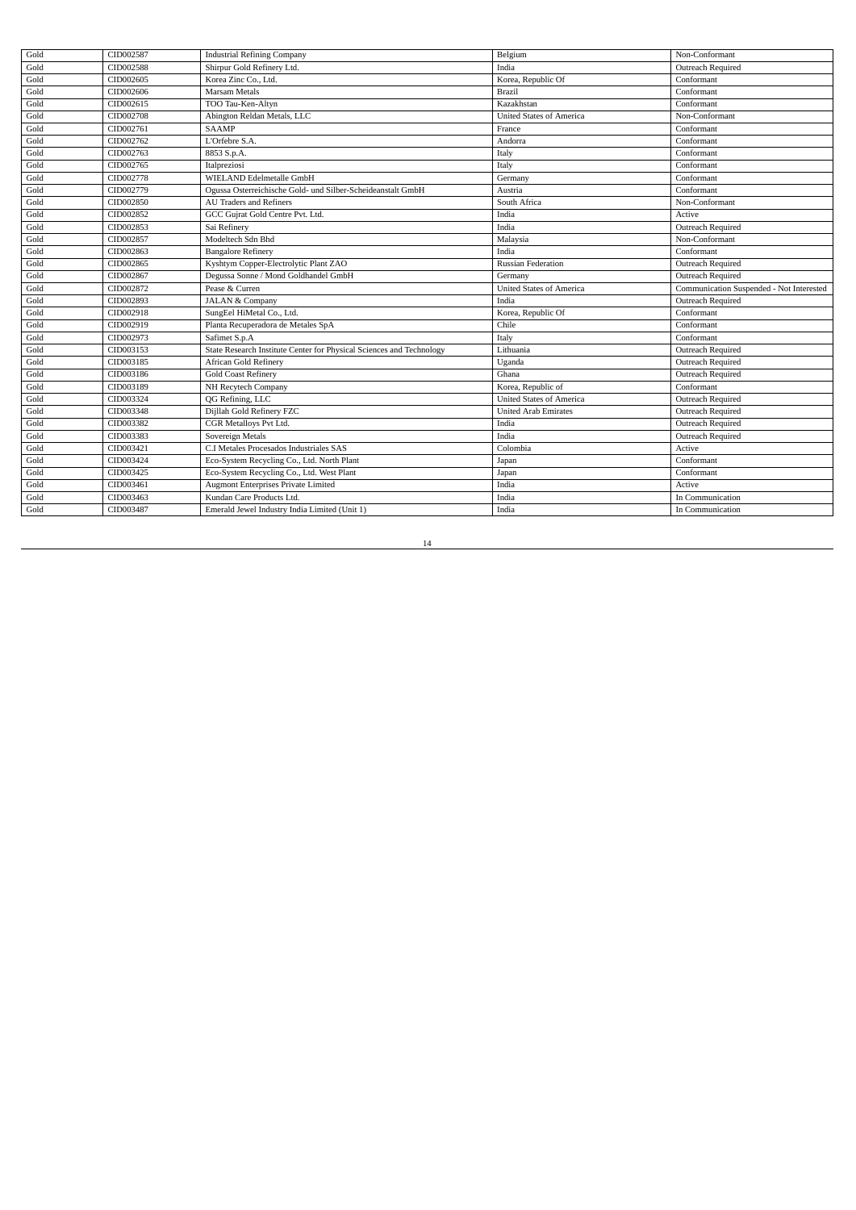| Gold | CID002587 | Industrial Refining Company | Belgium | Non-Conformant |
|---|---|---|---|---|
| Gold | CID002588 | Shirpur Gold Refinery Ltd. | India | Outreach Required |
| Gold | CID002605 | Korea Zinc Co., Ltd. | Korea, Republic Of | Conformant |
| Gold | CID002606 | Marsam Metals | Brazil | Conformant |
| Gold | CID002615 | TOO Tau-Ken-Altyn | Kazakhstan | Conformant |
| Gold | CID002708 | Abington Reldan Metals, LLC | United States of America | Non-Conformant |
| Gold | CID002761 | SAAMP | France | Conformant |
| Gold | CID002762 | L'Orfebre S.A. | Andorra | Conformant |
| Gold | CID002763 | 8853 S.p.A. | Italy | Conformant |
| Gold | CID002765 | Italpreziosi | Italy | Conformant |
| Gold | CID002778 | WIELAND Edelmetalle GmbH | Germany | Conformant |
| Gold | CID002779 | Ogussa Osterreichische Gold- und Silber-Scheideanstalt GmbH | Austria | Conformant |
| Gold | CID002850 | AU Traders and Refiners | South Africa | Non-Conformant |
| Gold | CID002852 | GCC Gujrat Gold Centre Pvt. Ltd. | India | Active |
| Gold | CID002853 | Sai Refinery | India | Outreach Required |
| Gold | CID002857 | Modeltech Sdn Bhd | Malaysia | Non-Conformant |
| Gold | CID002863 | Bangalore Refinery | India | Conformant |
| Gold | CID002865 | Kyshtym Copper-Electrolytic Plant ZAO | Russian Federation | Outreach Required |
| Gold | CID002867 | Degussa Sonne / Mond Goldhandel GmbH | Germany | Outreach Required |
| Gold | CID002872 | Pease & Curren | United States of America | Communication Suspended - Not Interested |
| Gold | CID002893 | JALAN & Company | India | Outreach Required |
| Gold | CID002918 | SungEel HiMetal Co., Ltd. | Korea, Republic Of | Conformant |
| Gold | CID002919 | Planta Recuperadora de Metales SpA | Chile | Conformant |
| Gold | CID002973 | Safimet S.p.A | Italy | Conformant |
| Gold | CID003153 | State Research Institute Center for Physical Sciences and Technology | Lithuania | Outreach Required |
| Gold | CID003185 | African Gold Refinery | Uganda | Outreach Required |
| Gold | CID003186 | Gold Coast Refinery | Ghana | Outreach Required |
| Gold | CID003189 | NH Recytech Company | Korea, Republic of | Conformant |
| Gold | CID003324 | QG Refining, LLC | United States of America | Outreach Required |
| Gold | CID003348 | Dijllah Gold Refinery FZC | United Arab Emirates | Outreach Required |
| Gold | CID003382 | CGR Metalloys Pvt Ltd. | India | Outreach Required |
| Gold | CID003383 | Sovereign Metals | India | Outreach Required |
| Gold | CID003421 | C.I Metales Procesados Industriales SAS | Colombia | Active |
| Gold | CID003424 | Eco-System Recycling Co., Ltd. North Plant | Japan | Conformant |
| Gold | CID003425 | Eco-System Recycling Co., Ltd. West Plant | Japan | Conformant |
| Gold | CID003461 | Augmont Enterprises Private Limited | India | Active |
| Gold | CID003463 | Kundan Care Products Ltd. | India | In Communication |
| Gold | CID003487 | Emerald Jewel Industry India Limited (Unit 1) | India | In Communication |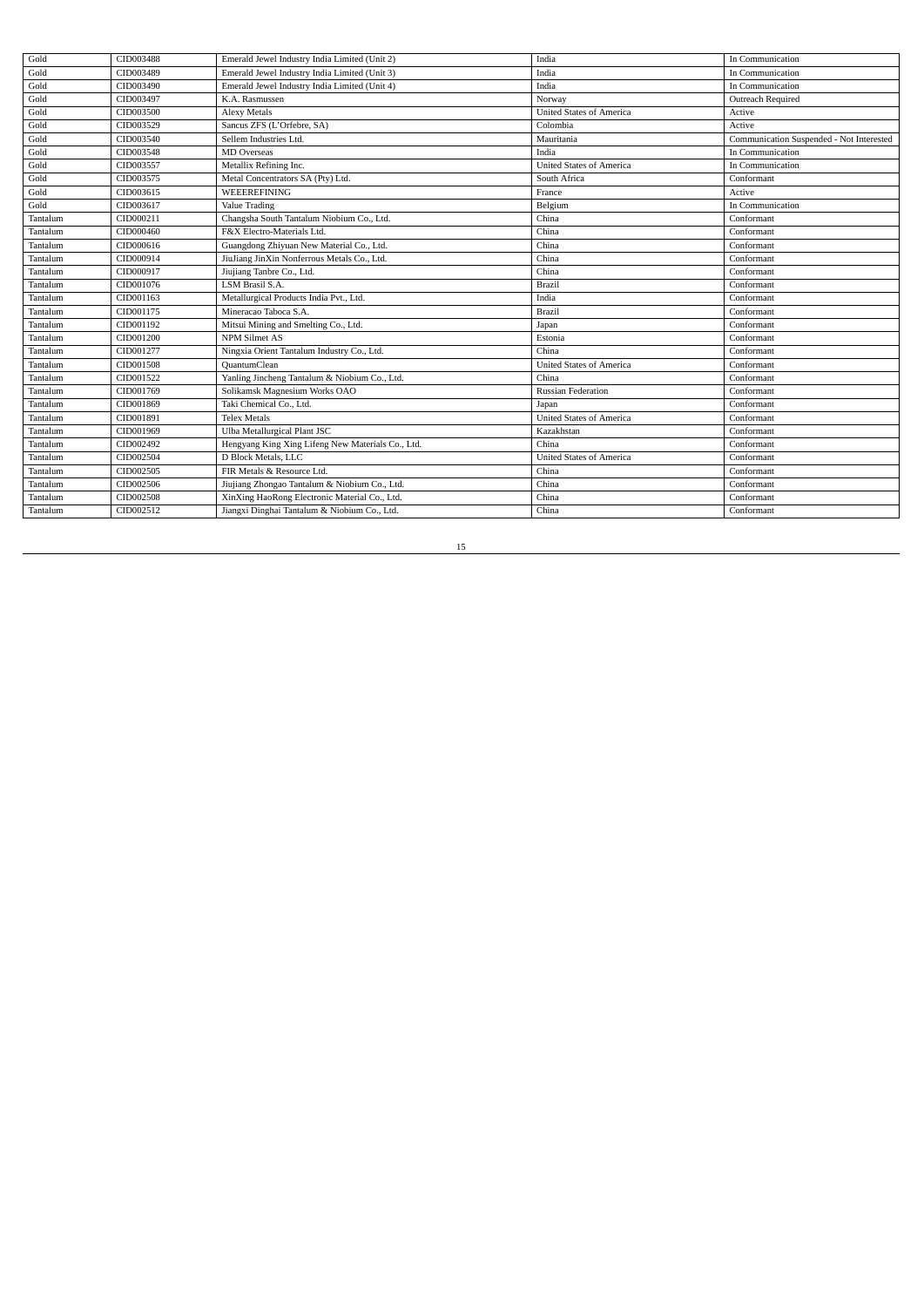| Gold | CID003488 | Emerald Jewel Industry India Limited (Unit 2) | India | In Communication |
|---|---|---|---|---|
| Gold | CID003489 | Emerald Jewel Industry India Limited (Unit 3) | India | In Communication |
| Gold | CID003490 | Emerald Jewel Industry India Limited (Unit 4) | India | In Communication |
| Gold | CID003497 | K.A. Rasmussen | Norway | Outreach Required |
| Gold | CID003500 | Alexy Metals | United States of America | Active |
| Gold | CID003529 | Sancus ZFS (L'Orfebre, SA) | Colombia | Active |
| Gold | CID003540 | Sellem Industries Ltd. | Mauritania | Communication Suspended - Not Interested |
| Gold | CID003548 | MD Overseas | India | In Communication |
| Gold | CID003557 | Metallix Refining Inc. | United States of America | In Communication |
| Gold | CID003575 | Metal Concentrators SA (Pty) Ltd. | South Africa | Conformant |
| Gold | CID003615 | WEEEREFINING | France | Active |
| Gold | CID003617 | Value Trading | Belgium | In Communication |
| Tantalum | CID000211 | Changsha South Tantalum Niobium Co., Ltd. | China | Conformant |
| Tantalum | CID000460 | F&X Electro-Materials Ltd. | China | Conformant |
| Tantalum | CID000616 | Guangdong Zhiyuan New Material Co., Ltd. | China | Conformant |
| Tantalum | CID000914 | JiuJiang JinXin Nonferrous Metals Co., Ltd. | China | Conformant |
| Tantalum | CID000917 | Jiujiang Tanbre Co., Ltd. | China | Conformant |
| Tantalum | CID001076 | LSM Brasil S.A. | Brazil | Conformant |
| Tantalum | CID001163 | Metallurgical Products India Pvt., Ltd. | India | Conformant |
| Tantalum | CID001175 | Mineracao Taboca S.A. | Brazil | Conformant |
| Tantalum | CID001192 | Mitsui Mining and Smelting Co., Ltd. | Japan | Conformant |
| Tantalum | CID001200 | NPM Silmet AS | Estonia | Conformant |
| Tantalum | CID001277 | Ningxia Orient Tantalum Industry Co., Ltd. | China | Conformant |
| Tantalum | CID001508 | QuantumClean | United States of America | Conformant |
| Tantalum | CID001522 | Yanling Jincheng Tantalum & Niobium Co., Ltd. | China | Conformant |
| Tantalum | CID001769 | Solikamsk Magnesium Works OAO | Russian Federation | Conformant |
| Tantalum | CID001869 | Taki Chemical Co., Ltd. | Japan | Conformant |
| Tantalum | CID001891 | Telex Metals | United States of America | Conformant |
| Tantalum | CID001969 | Ulba Metallurgical Plant JSC | Kazakhstan | Conformant |
| Tantalum | CID002492 | Hengyang King Xing Lifeng New Materials Co., Ltd. | China | Conformant |
| Tantalum | CID002504 | D Block Metals, LLC | United States of America | Conformant |
| Tantalum | CID002505 | FIR Metals & Resource Ltd. | China | Conformant |
| Tantalum | CID002506 | Jiujiang Zhongao Tantalum & Niobium Co., Ltd. | China | Conformant |
| Tantalum | CID002508 | XinXing HaoRong Electronic Material Co., Ltd. | China | Conformant |
| Tantalum | CID002512 | Jiangxi Dinghai Tantalum & Niobium Co., Ltd. | China | Conformant |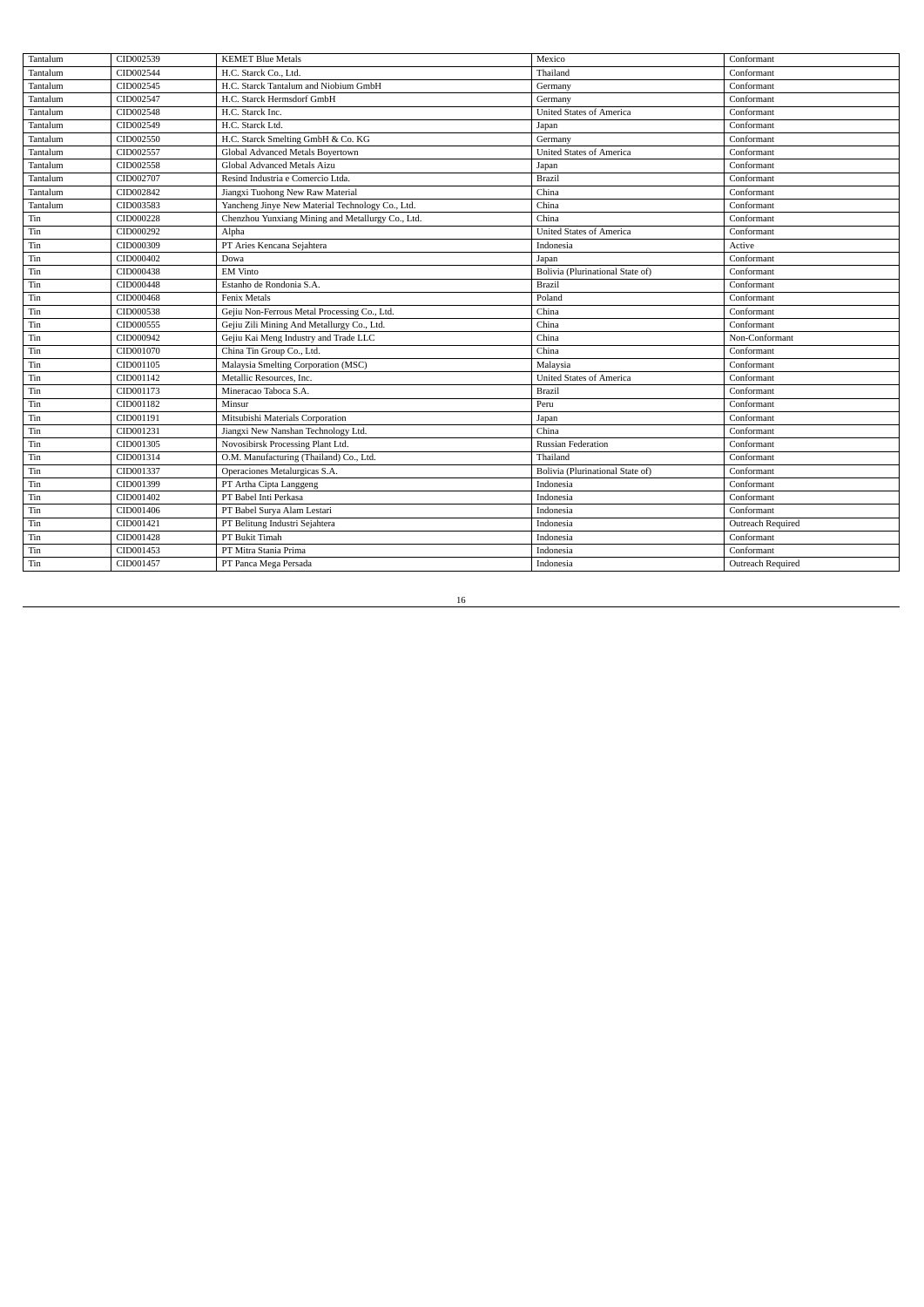| Tantalum | CID002539 | KEMET Blue Metals | Mexico | Conformant |
|---|---|---|---|---|
| Tantalum | CID002544 | H.C. Starck Co., Ltd. | Thailand | Conformant |
| Tantalum | CID002545 | H.C. Starck Tantalum and Niobium GmbH | Germany | Conformant |
| Tantalum | CID002547 | H.C. Starck Hermsdorf GmbH | Germany | Conformant |
| Tantalum | CID002548 | H.C. Starck Inc. | United States of America | Conformant |
| Tantalum | CID002549 | H.C. Starck Ltd. | Japan | Conformant |
| Tantalum | CID002550 | H.C. Starck Smelting GmbH & Co. KG | Germany | Conformant |
| Tantalum | CID002557 | Global Advanced Metals Boyertown | United States of America | Conformant |
| Tantalum | CID002558 | Global Advanced Metals Aizu | Japan | Conformant |
| Tantalum | CID002707 | Resind Industria e Comercio Ltda. | Brazil | Conformant |
| Tantalum | CID002842 | Jiangxi Tuohong New Raw Material | China | Conformant |
| Tantalum | CID003583 | Yancheng Jinye New Material Technology Co., Ltd. | China | Conformant |
| Tin | CID000228 | Chenzhou Yunxiang Mining and Metallurgy Co., Ltd. | China | Conformant |
| Tin | CID000292 | Alpha | United States of America | Conformant |
| Tin | CID000309 | PT Aries Kencana Sejahtera | Indonesia | Active |
| Tin | CID000402 | Dowa | Japan | Conformant |
| Tin | CID000438 | EM Vinto | Bolivia (Plurinational State of) | Conformant |
| Tin | CID000448 | Estanho de Rondonia S.A. | Brazil | Conformant |
| Tin | CID000468 | Fenix Metals | Poland | Conformant |
| Tin | CID000538 | Gejiu Non-Ferrous Metal Processing Co., Ltd. | China | Conformant |
| Tin | CID000555 | Gejiu Zili Mining And Metallurgy Co., Ltd. | China | Conformant |
| Tin | CID000942 | Gejiu Kai Meng Industry and Trade LLC | China | Non-Conformant |
| Tin | CID001070 | China Tin Group Co., Ltd. | China | Conformant |
| Tin | CID001105 | Malaysia Smelting Corporation (MSC) | Malaysia | Conformant |
| Tin | CID001142 | Metallic Resources, Inc. | United States of America | Conformant |
| Tin | CID001173 | Mineracao Taboca S.A. | Brazil | Conformant |
| Tin | CID001182 | Minsur | Peru | Conformant |
| Tin | CID001191 | Mitsubishi Materials Corporation | Japan | Conformant |
| Tin | CID001231 | Jiangxi New Nanshan Technology Ltd. | China | Conformant |
| Tin | CID001305 | Novosibirsk Processing Plant Ltd. | Russian Federation | Conformant |
| Tin | CID001314 | O.M. Manufacturing (Thailand) Co., Ltd. | Thailand | Conformant |
| Tin | CID001337 | Operaciones Metalurgicas S.A. | Bolivia (Plurinational State of) | Conformant |
| Tin | CID001399 | PT Artha Cipta Langgeng | Indonesia | Conformant |
| Tin | CID001402 | PT Babel Inti Perkasa | Indonesia | Conformant |
| Tin | CID001406 | PT Babel Surya Alam Lestari | Indonesia | Conformant |
| Tin | CID001421 | PT Belitung Industri Sejahtera | Indonesia | Outreach Required |
| Tin | CID001428 | PT Bukit Timah | Indonesia | Conformant |
| Tin | CID001453 | PT Mitra Stania Prima | Indonesia | Conformant |
| Tin | CID001457 | PT Panca Mega Persada | Indonesia | Outreach Required |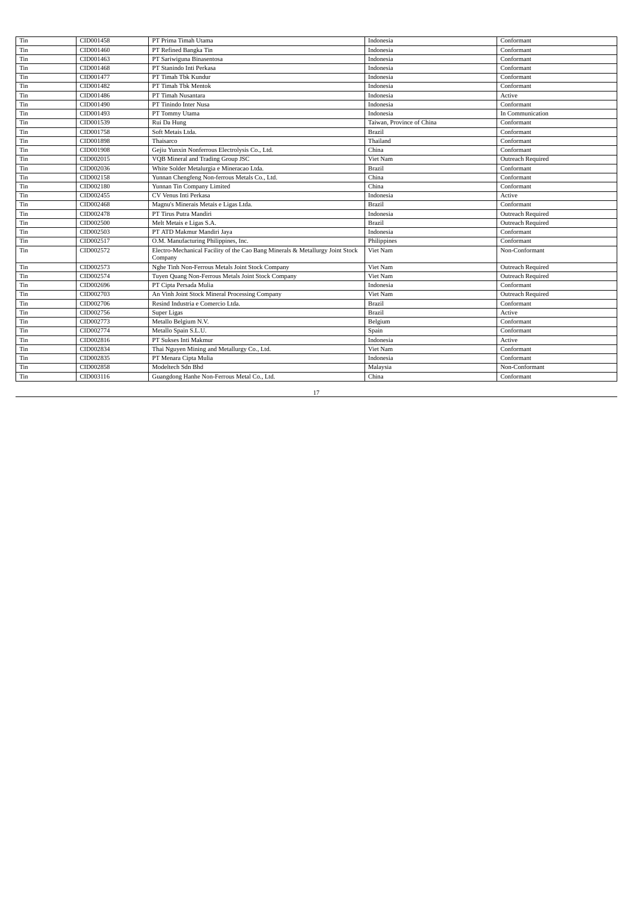| Tin | CID001458 | PT Prima Timah Utama | Indonesia | Conformant |
|---|---|---|---|---|
| Tin | CID001460 | PT Refined Bangka Tin | Indonesia | Conformant |
| Tin | CID001463 | PT Sariwiguna Binasentosa | Indonesia | Conformant |
| Tin | CID001468 | PT Stanindo Inti Perkasa | Indonesia | Conformant |
| Tin | CID001477 | PT Timah Tbk Kundur | Indonesia | Conformant |
| Tin | CID001482 | PT Timah Tbk Mentok | Indonesia | Conformant |
| Tin | CID001486 | PT Timah Nusantara | Indonesia | Active |
| Tin | CID001490 | PT Tinindo Inter Nusa | Indonesia | Conformant |
| Tin | CID001493 | PT Tommy Utama | Indonesia | In Communication |
| Tin | CID001539 | Rui Da Hung | Taiwan, Province of China | Conformant |
| Tin | CID001758 | Soft Metais Ltda. | Brazil | Conformant |
| Tin | CID001898 | Thaisarco | Thailand | Conformant |
| Tin | CID001908 | Gejiu Yunxin Nonferrous Electrolysis Co., Ltd. | China | Conformant |
| Tin | CID002015 | VQB Mineral and Trading Group JSC | Viet Nam | Outreach Required |
| Tin | CID002036 | White Solder Metalurgia e Mineracao Ltda. | Brazil | Conformant |
| Tin | CID002158 | Yunnan Chengfeng Non-ferrous Metals Co., Ltd. | China | Conformant |
| Tin | CID002180 | Yunnan Tin Company Limited | China | Conformant |
| Tin | CID002455 | CV Venus Inti Perkasa | Indonesia | Active |
| Tin | CID002468 | Magnu's Minerais Metais e Ligas Ltda. | Brazil | Conformant |
| Tin | CID002478 | PT Tirus Putra Mandiri | Indonesia | Outreach Required |
| Tin | CID002500 | Melt Metais e Ligas S.A. | Brazil | Outreach Required |
| Tin | CID002503 | PT ATD Makmur Mandiri Jaya | Indonesia | Conformant |
| Tin | CID002517 | O.M. Manufacturing Philippines, Inc. | Philippines | Conformant |
| Tin | CID002572 | Electro-Mechanical Facility of the Cao Bang Minerals & Metallurgy Joint Stock Company | Viet Nam | Non-Conformant |
| Tin | CID002573 | Nghe Tinh Non-Ferrous Metals Joint Stock Company | Viet Nam | Outreach Required |
| Tin | CID002574 | Tuyen Quang Non-Ferrous Metals Joint Stock Company | Viet Nam | Outreach Required |
| Tin | CID002696 | PT Cipta Persada Mulia | Indonesia | Conformant |
| Tin | CID002703 | An Vinh Joint Stock Mineral Processing Company | Viet Nam | Outreach Required |
| Tin | CID002706 | Resind Industria e Comercio Ltda. | Brazil | Conformant |
| Tin | CID002756 | Super Ligas | Brazil | Active |
| Tin | CID002773 | Metallo Belgium N.V. | Belgium | Conformant |
| Tin | CID002774 | Metallo Spain S.L.U. | Spain | Conformant |
| Tin | CID002816 | PT Sukses Inti Makmur | Indonesia | Active |
| Tin | CID002834 | Thai Nguyen Mining and Metallurgy Co., Ltd. | Viet Nam | Conformant |
| Tin | CID002835 | PT Menara Cipta Mulia | Indonesia | Conformant |
| Tin | CID002858 | Modeltech Sdn Bhd | Malaysia | Non-Conformant |
| Tin | CID003116 | Guangdong Hanhe Non-Ferrous Metal Co., Ltd. | China | Conformant |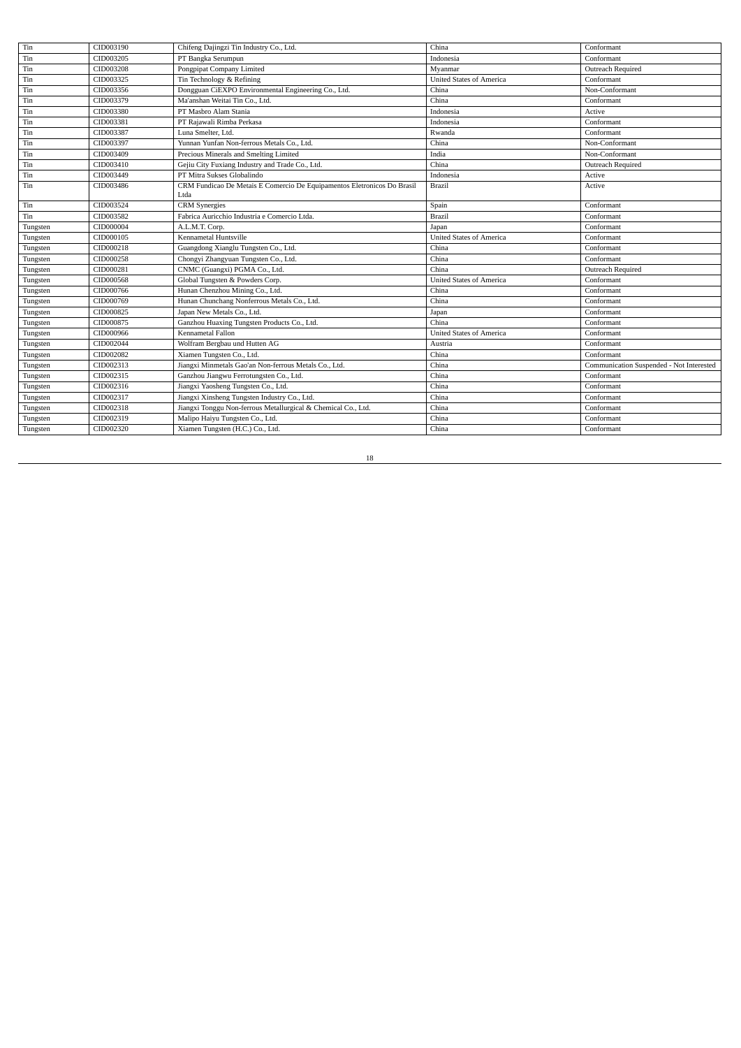| Tin | CID003190 | Chifeng Dajingzi Tin Industry Co., Ltd. | China | Conformant |
|---|---|---|---|---|
| Tin | CID003205 | PT Bangka Serumpun | Indonesia | Conformant |
| Tin | CID003208 | Pongpipat Company Limited | Myanmar | Outreach Required |
| Tin | CID003325 | Tin Technology & Refining | United States of America | Conformant |
| Tin | CID003356 | Dongguan CiEXPO Environmental Engineering Co., Ltd. | China | Non-Conformant |
| Tin | CID003379 | Ma'anshan Weitai Tin Co., Ltd. | China | Conformant |
| Tin | CID003380 | PT Masbro Alam Stania | Indonesia | Active |
| Tin | CID003381 | PT Rajawali Rimba Perkasa | Indonesia | Conformant |
| Tin | CID003387 | Luna Smelter, Ltd. | Rwanda | Conformant |
| Tin | CID003397 | Yunnan Yunfan Non-ferrous Metals Co., Ltd. | China | Non-Conformant |
| Tin | CID003409 | Precious Minerals and Smelting Limited | India | Non-Conformant |
| Tin | CID003410 | Gejiu City Fuxiang Industry and Trade Co., Ltd. | China | Outreach Required |
| Tin | CID003449 | PT Mitra Sukses Globalindo | Indonesia | Active |
| Tin | CID003486 | CRM Fundicao De Metais E Comercio De Equipamentos Eletronicos Do Brasil Ltda | Brazil | Active |
| Tin | CID003524 | CRM Synergies | Spain | Conformant |
| Tin | CID003582 | Fabrica Auricchio Industria e Comercio Ltda. | Brazil | Conformant |
| Tungsten | CID000004 | A.L.M.T. Corp. | Japan | Conformant |
| Tungsten | CID000105 | Kennametal Huntsville | United States of America | Conformant |
| Tungsten | CID000218 | Guangdong Xianglu Tungsten Co., Ltd. | China | Conformant |
| Tungsten | CID000258 | Chongyi Zhangyuan Tungsten Co., Ltd. | China | Conformant |
| Tungsten | CID000281 | CNMC (Guangxi) PGMA Co., Ltd. | China | Outreach Required |
| Tungsten | CID000568 | Global Tungsten & Powders Corp. | United States of America | Conformant |
| Tungsten | CID000766 | Hunan Chenzhou Mining Co., Ltd. | China | Conformant |
| Tungsten | CID000769 | Hunan Chunchang Nonferrous Metals Co., Ltd. | China | Conformant |
| Tungsten | CID000825 | Japan New Metals Co., Ltd. | Japan | Conformant |
| Tungsten | CID000875 | Ganzhou Huaxing Tungsten Products Co., Ltd. | China | Conformant |
| Tungsten | CID000966 | Kennametal Fallon | United States of America | Conformant |
| Tungsten | CID002044 | Wolfram Bergbau und Hutten AG | Austria | Conformant |
| Tungsten | CID002082 | Xiamen Tungsten Co., Ltd. | China | Conformant |
| Tungsten | CID002313 | Jiangxi Minmetals Gao'an Non-ferrous Metals Co., Ltd. | China | Communication Suspended - Not Interested |
| Tungsten | CID002315 | Ganzhou Jiangwu Ferrotungsten Co., Ltd. | China | Conformant |
| Tungsten | CID002316 | Jiangxi Yaosheng Tungsten Co., Ltd. | China | Conformant |
| Tungsten | CID002317 | Jiangxi Xinsheng Tungsten Industry Co., Ltd. | China | Conformant |
| Tungsten | CID002318 | Jiangxi Tonggu Non-ferrous Metallurgical & Chemical Co., Ltd. | China | Conformant |
| Tungsten | CID002319 | Malipo Haiyu Tungsten Co., Ltd. | China | Conformant |
| Tungsten | CID002320 | Xiamen Tungsten (H.C.) Co., Ltd. | China | Conformant |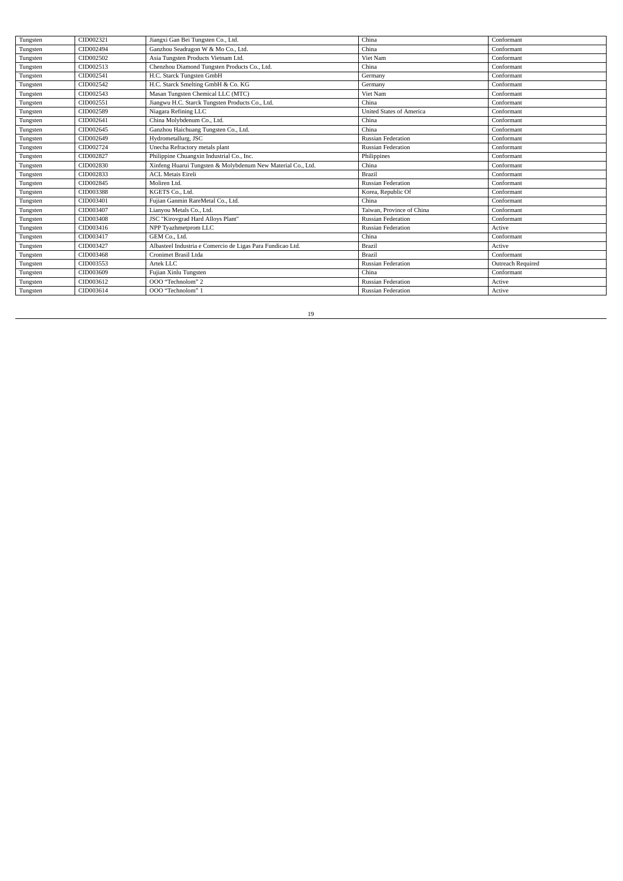| Tungsten | CID002321 | Jiangxi Gan Bei Tungsten Co., Ltd. | China | Conformant |
|---|---|---|---|---|
| Tungsten | CID002494 | Ganzhou Seadragon W & Mo Co., Ltd. | China | Conformant |
| Tungsten | CID002502 | Asia Tungsten Products Vietnam Ltd. | Viet Nam | Conformant |
| Tungsten | CID002513 | Chenzhou Diamond Tungsten Products Co., Ltd. | China | Conformant |
| Tungsten | CID002541 | H.C. Starck Tungsten GmbH | Germany | Conformant |
| Tungsten | CID002542 | H.C. Starck Smelting GmbH & Co. KG | Germany | Conformant |
| Tungsten | CID002543 | Masan Tungsten Chemical LLC (MTC) | Viet Nam | Conformant |
| Tungsten | CID002551 | Jiangwu H.C. Starck Tungsten Products Co., Ltd. | China | Conformant |
| Tungsten | CID002589 | Niagara Refining LLC | United States of America | Conformant |
| Tungsten | CID002641 | China Molybdenum Co., Ltd. | China | Conformant |
| Tungsten | CID002645 | Ganzhou Haichuang Tungsten Co., Ltd. | China | Conformant |
| Tungsten | CID002649 | Hydrometallurg, JSC | Russian Federation | Conformant |
| Tungsten | CID002724 | Unecha Refractory metals plant | Russian Federation | Conformant |
| Tungsten | CID002827 | Philippine Chuangxin Industrial Co., Inc. | Philippines | Conformant |
| Tungsten | CID002830 | Xinfeng Huarui Tungsten & Molybdenum New Material Co., Ltd. | China | Conformant |
| Tungsten | CID002833 | ACL Metais Eireli | Brazil | Conformant |
| Tungsten | CID002845 | Moliren Ltd. | Russian Federation | Conformant |
| Tungsten | CID003388 | KGETS Co., Ltd. | Korea, Republic Of | Conformant |
| Tungsten | CID003401 | Fujian Ganmin RareMetal Co., Ltd. | China | Conformant |
| Tungsten | CID003407 | Lianyou Metals Co., Ltd. | Taiwan, Province of China | Conformant |
| Tungsten | CID003408 | JSC "Kirovgrad Hard Alloys Plant" | Russian Federation | Conformant |
| Tungsten | CID003416 | NPP Tyazhmetprom LLC | Russian Federation | Active |
| Tungsten | CID003417 | GEM Co., Ltd. | China | Conformant |
| Tungsten | CID003427 | Albasteel Industria e Comercio de Ligas Para Fundicao Ltd. | Brazil | Active |
| Tungsten | CID003468 | Cronimet Brasil Ltda | Brazil | Conformant |
| Tungsten | CID003553 | Artek LLC | Russian Federation | Outreach Required |
| Tungsten | CID003609 | Fujian Xinlu Tungsten | China | Conformant |
| Tungsten | CID003612 | OOO "Technolom" 2 | Russian Federation | Active |
| Tungsten | CID003614 | OOO "Technolom" 1 | Russian Federation | Active |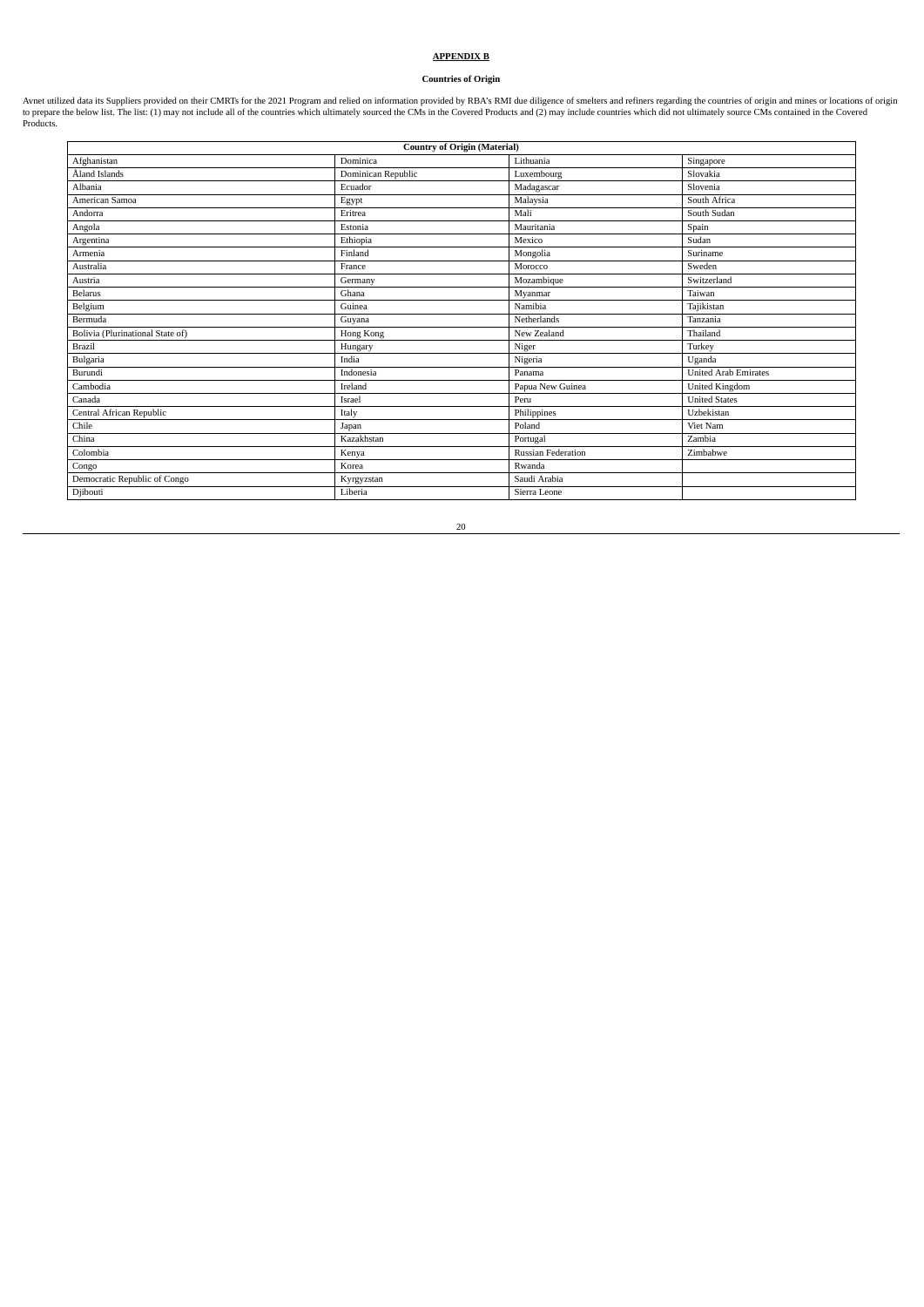**APPENDIX B**

**Countries of Origin**

Avnet utilized data its Suppliers provided on their CMRTs for the 2021 Program and relied on information provided by RBA's RMI due diligence of smelters and refiners regarding the countries of origin and mines or locations of origin to prepare the below list. The list: (1) may not include all of the countries which ultimately sourced the CMs in the Covered Products and (2) may include countries which did not ultimately source CMs contained in the Covered Products.

| Country of Origin (Material) | | | |
|---|---|---|---|
| Afghanistan | Dominica | Lithuania | Singapore |
| Åland Islands | Dominican Republic | Luxembourg | Slovakia |
| Albania | Ecuador | Madagascar | Slovenia |
| American Samoa | Egypt | Malaysia | South Africa |
| Andorra | Eritrea | Mali | South Sudan |
| Angola | Estonia | Mauritania | Spain |
| Argentina | Ethiopia | Mexico | Sudan |
| Armenia | Finland | Mongolia | Suriname |
| Australia | France | Morocco | Sweden |
| Austria | Germany | Mozambique | Switzerland |
| Belarus | Ghana | Myanmar | Taiwan |
| Belgium | Guinea | Namibia | Tajikistan |
| Bermuda | Guyana | Netherlands | Tanzania |
| Bolivia (Plurinational State of) | Hong Kong | New Zealand | Thailand |
| Brazil | Hungary | Niger | Turkey |
| Bulgaria | India | Nigeria | Uganda |
| Burundi | Indonesia | Panama | United Arab Emirates |
| Cambodia | Ireland | Papua New Guinea | United Kingdom |
| Canada | Israel | Peru | United States |
| Central African Republic | Italy | Philippines | Uzbekistan |
| Chile | Japan | Poland | Viet Nam |
| China | Kazakhstan | Portugal | Zambia |
| Colombia | Kenya | Russian Federation | Zimbabwe |
| Congo | Korea | Rwanda | |
| Democratic Republic of Congo | Kyrgyzstan | Saudi Arabia | |
| Djibouti | Liberia | Sierra Leone | |